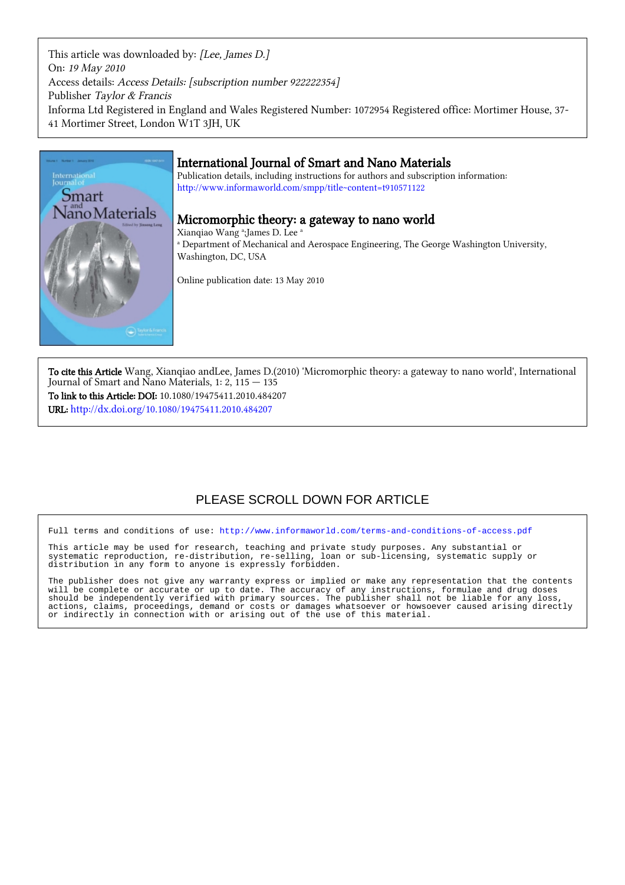This article was downloaded by: *[Lee, James D.]*
On: *19 May 2010*
Access details: *Access Details: [subscription number 922222354]*
Publisher *Taylor & Francis*
Informa Ltd Registered in England and Wales Registered Number: 1072954 Registered office: Mortimer House, 37-41 Mortimer Street, London W1T 3JH, UK

# International Journal of Smart and Nano Materials

Publication details, including instructions for authors and subscription information:
http://www.informaworld.com/smpp/title~content=t910571122

## Micromorphic theory: a gateway to nano world

Xianqiao Wang [a]; James D. Lee [a]

[a] Department of Mechanical and Aerospace Engineering, The George Washington University, Washington, DC, USA

Online publication date: 13 May 2010

**To cite this Article** Wang, Xianqiao andLee, James D.(2010) 'Micromorphic theory: a gateway to nano world', International Journal of Smart and Nano Materials, 1: 2, 115 — 135

**To link to this Article: DOI:** 10.1080/19475411.2010.484207

**URL:** http://dx.doi.org/10.1080/19475411.2010.484207

PLEASE SCROLL DOWN FOR ARTICLE

Full terms and conditions of use: http://www.informaworld.com/terms-and-conditions-of-access.pdf

This article may be used for research, teaching and private study purposes. Any substantial or systematic reproduction, re-distribution, re-selling, loan or sub-licensing, systematic supply or distribution in any form to anyone is expressly forbidden.

The publisher does not give any warranty express or implied or make any representation that the contents will be complete or accurate or up to date. The accuracy of any instructions, formulae and drug doses should be independently verified with primary sources. The publisher shall not be liable for any loss, actions, claims, proceedings, demand or costs or damages whatsoever or howsoever caused arising directly or indirectly in connection with or arising out of the use of this material.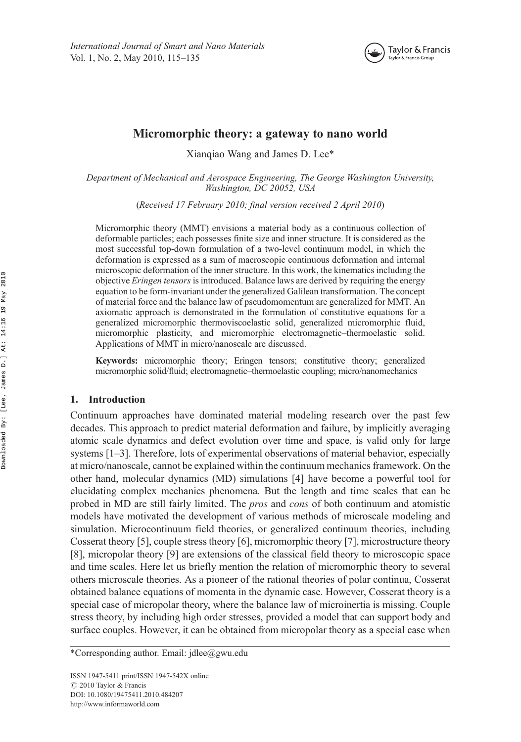# Micromorphic theory: a gateway to nano world

Xianqiao Wang and James D. Lee*

*Department of Mechanical and Aerospace Engineering, The George Washington University, Washington, DC 20052, USA*

(*Received 17 February 2010; final version received 2 April 2010*)

Micromorphic theory (MMT) envisions a material body as a continuous collection of deformable particles; each possesses finite size and inner structure. It is considered as the most successful top-down formulation of a two-level continuum model, in which the deformation is expressed as a sum of macroscopic continuous deformation and internal microscopic deformation of the inner structure. In this work, the kinematics including the objective *Eringen tensors* is introduced. Balance laws are derived by requiring the energy equation to be form-invariant under the generalized Galilean transformation. The concept of material force and the balance law of pseudomomentum are generalized for MMT. An axiomatic approach is demonstrated in the formulation of constitutive equations for a generalized micromorphic thermoviscoelastic solid, generalized micromorphic fluid, micromorphic plasticity, and micromorphic electromagnetic–thermoelastic solid. Applications of MMT in micro/nanoscale are discussed.

**Keywords:** micromorphic theory; Eringen tensors; constitutive theory; generalized micromorphic solid/fluid; electromagnetic–thermoelastic coupling; micro/nanomechanics

## 1. Introduction

Continuum approaches have dominated material modeling research over the past few decades. This approach to predict material deformation and failure, by implicitly averaging atomic scale dynamics and defect evolution over time and space, is valid only for large systems [1–3]. Therefore, lots of experimental observations of material behavior, especially at micro/nanoscale, cannot be explained within the continuum mechanics framework. On the other hand, molecular dynamics (MD) simulations [4] have become a powerful tool for elucidating complex mechanics phenomena. But the length and time scales that can be probed in MD are still fairly limited. The *pros* and *cons* of both continuum and atomistic models have motivated the development of various methods of microscale modeling and simulation. Microcontinuum field theories, or generalized continuum theories, including Cosserat theory [5], couple stress theory [6], micromorphic theory [7], microstructure theory [8], micropolar theory [9] are extensions of the classical field theory to microscopic space and time scales. Here let us briefly mention the relation of micromorphic theory to several others microscale theories. As a pioneer of the rational theories of polar continua, Cosserat obtained balance equations of momenta in the dynamic case. However, Cosserat theory is a special case of micropolar theory, where the balance law of microinertia is missing. Couple stress theory, by including high order stresses, provided a model that can support body and surface couples. However, it can be obtained from micropolar theory as a special case when

*Corresponding author. Email: jdlee@gwu.edu

ISSN 1947-5411 print/ISSN 1947-542X online
© 2010 Taylor & Francis
DOI: 10.1080/19475411.2010.484207
http://www.informaworld.com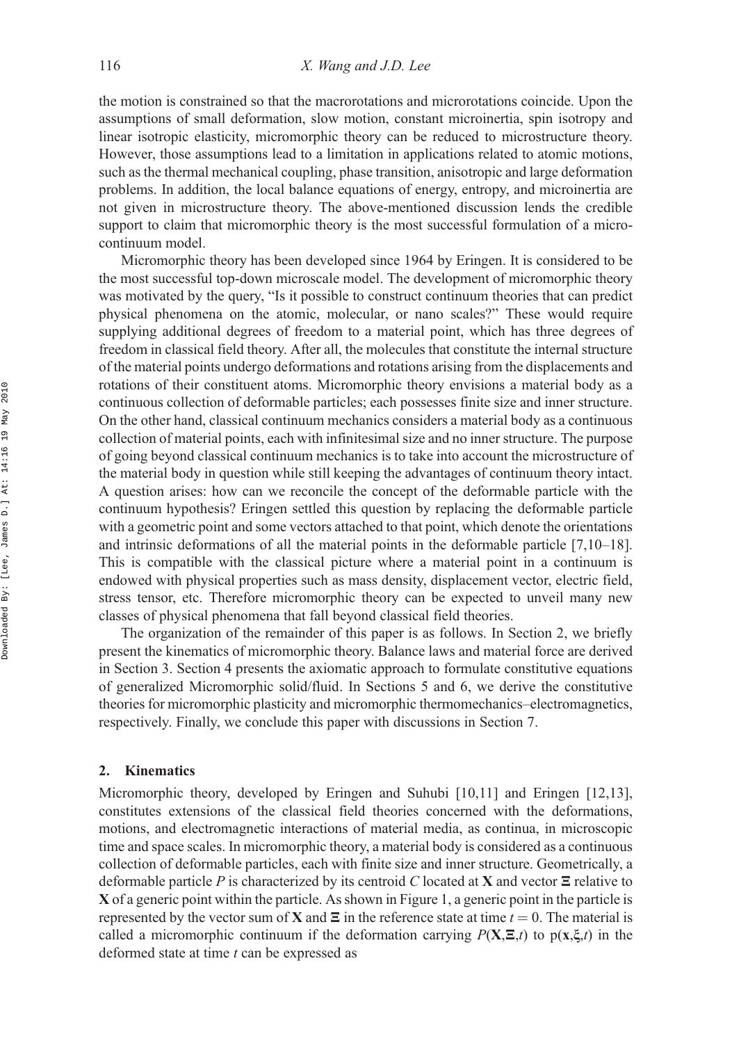the motion is constrained so that the macrorotations and microrotations coincide. Upon the assumptions of small deformation, slow motion, constant microinertia, spin isotropy and linear isotropic elasticity, micromorphic theory can be reduced to microstructure theory. However, those assumptions lead to a limitation in applications related to atomic motions, such as the thermal mechanical coupling, phase transition, anisotropic and large deformation problems. In addition, the local balance equations of energy, entropy, and microinertia are not given in microstructure theory. The above-mentioned discussion lends the credible support to claim that micromorphic theory is the most successful formulation of a micro-continuum model.

Micromorphic theory has been developed since 1964 by Eringen. It is considered to be the most successful top-down microscale model. The development of micromorphic theory was motivated by the query, "Is it possible to construct continuum theories that can predict physical phenomena on the atomic, molecular, or nano scales?" These would require supplying additional degrees of freedom to a material point, which has three degrees of freedom in classical field theory. After all, the molecules that constitute the internal structure of the material points undergo deformations and rotations arising from the displacements and rotations of their constituent atoms. Micromorphic theory envisions a material body as a continuous collection of deformable particles; each possesses finite size and inner structure. On the other hand, classical continuum mechanics considers a material body as a continuous collection of material points, each with infinitesimal size and no inner structure. The purpose of going beyond classical continuum mechanics is to take into account the microstructure of the material body in question while still keeping the advantages of continuum theory intact. A question arises: how can we reconcile the concept of the deformable particle with the continuum hypothesis? Eringen settled this question by replacing the deformable particle with a geometric point and some vectors attached to that point, which denote the orientations and intrinsic deformations of all the material points in the deformable particle [7,10–18]. This is compatible with the classical picture where a material point in a continuum is endowed with physical properties such as mass density, displacement vector, electric field, stress tensor, etc. Therefore micromorphic theory can be expected to unveil many new classes of physical phenomena that fall beyond classical field theories.

The organization of the remainder of this paper is as follows. In Section 2, we briefly present the kinematics of micromorphic theory. Balance laws and material force are derived in Section 3. Section 4 presents the axiomatic approach to formulate constitutive equations of generalized Micromorphic solid/fluid. In Sections 5 and 6, we derive the constitutive theories for micromorphic plasticity and micromorphic thermomechanics–electromagnetics, respectively. Finally, we conclude this paper with discussions in Section 7.

## 2. Kinematics

Micromorphic theory, developed by Eringen and Suhubi [10,11] and Eringen [12,13], constitutes extensions of the classical field theories concerned with the deformations, motions, and electromagnetic interactions of material media, as continua, in microscopic time and space scales. In micromorphic theory, a material body is considered as a continuous collection of deformable particles, each with finite size and inner structure. Geometrically, a deformable particle $P$ is characterized by its centroid $C$ located at $\mathbf{X}$ and vector $\boldsymbol{\Xi}$ relative to $\mathbf{X}$ of a generic point within the particle. As shown in Figure 1, a generic point in the particle is represented by the vector sum of $\mathbf{X}$ and $\boldsymbol{\Xi}$ in the reference state at time $t = 0$. The material is called a micromorphic continuum if the deformation carrying $P(\mathbf{X},\boldsymbol{\Xi},t)$ to $p(\mathbf{x},\boldsymbol{\xi},t)$ in the deformed state at time $t$ can be expressed as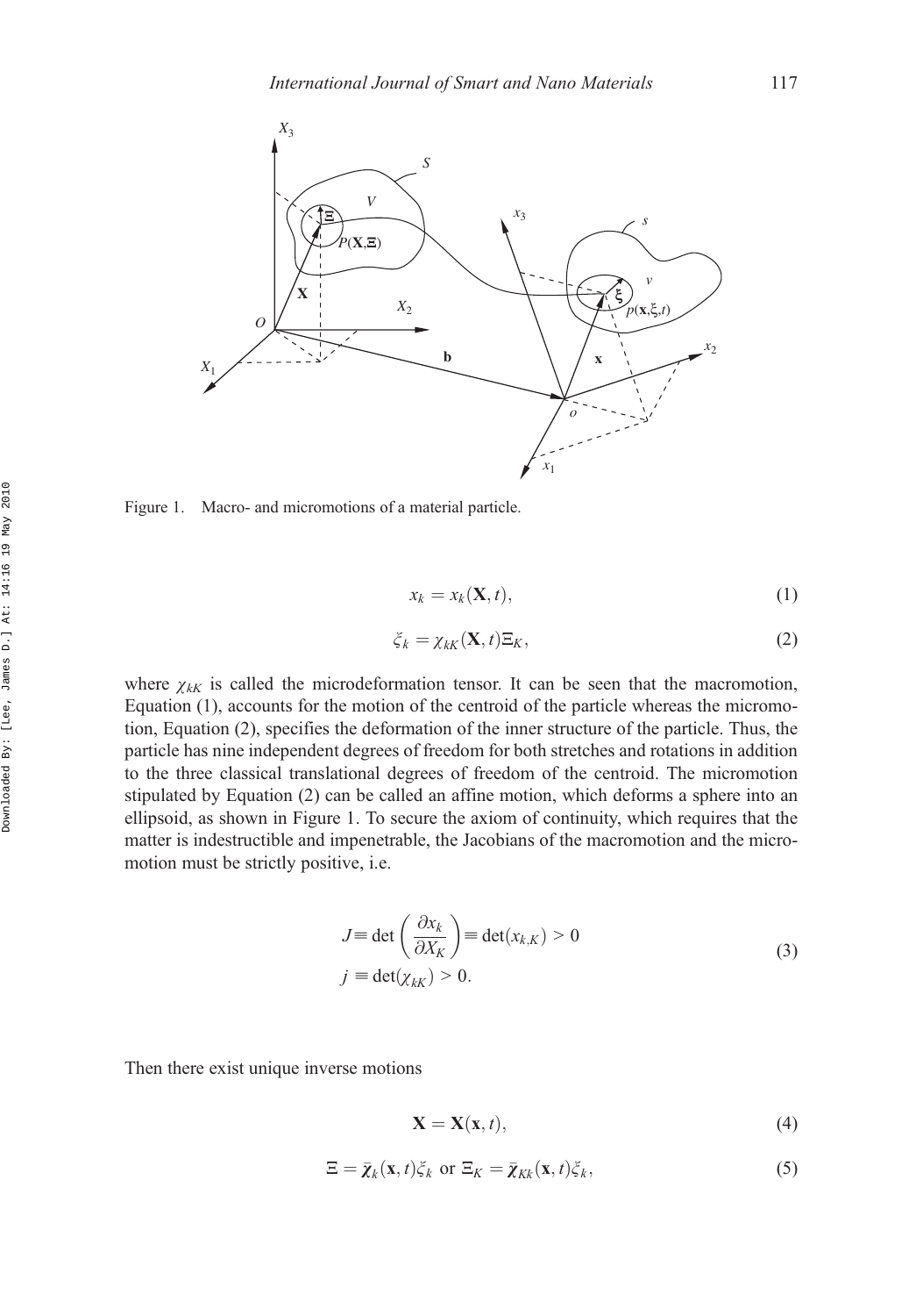Figure 1. Macro- and micromotions of a material particle.

$$x_k = x_k(\mathbf{X}, t), \tag{1}$$

$$\xi_k = \chi_{kK}(\mathbf{X}, t)\Xi_K, \tag{2}$$

where $\chi_{kK}$ is called the microdeformation tensor. It can be seen that the macromotion, Equation (1), accounts for the motion of the centroid of the particle whereas the micromotion, Equation (2), specifies the deformation of the inner structure of the particle. Thus, the particle has nine independent degrees of freedom for both stretches and rotations in addition to the three classical translational degrees of freedom of the centroid. The micromotion stipulated by Equation (2) can be called an affine motion, which deforms a sphere into an ellipsoid, as shown in Figure 1. To secure the axiom of continuity, which requires that the matter is indestructible and impenetrable, the Jacobians of the macromotion and the micromotion must be strictly positive, i.e.

$$\begin{aligned} J &\equiv \det\left(\frac{\partial x_k}{\partial X_K}\right) \equiv \det(x_{k,K}) > 0 \\ j &\equiv \det(\chi_{kK}) > 0. \end{aligned} \tag{3}$$

Then there exist unique inverse motions

$$\mathbf{X} = \mathbf{X}(\mathbf{x}, t), \tag{4}$$

$$\Xi = \bar{\boldsymbol{\chi}}_k(\mathbf{x}, t)\xi_k \text{ or } \Xi_K = \bar{\boldsymbol{\chi}}_{Kk}(\mathbf{x}, t)\xi_k, \tag{5}$$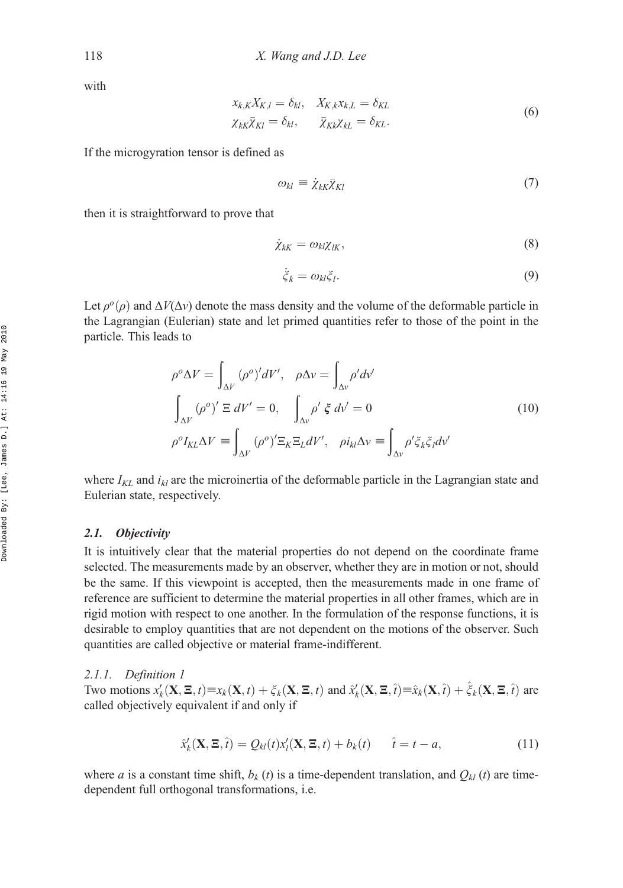with

$$
\begin{aligned}
x_{k,K}X_{K,l} &= \delta_{kl}, \quad X_{K,k}x_{k,L} = \delta_{KL} \\
\chi_{kK}\bar{\chi}_{Kl} &= \delta_{kl}, \qquad \bar{\chi}_{Kk}\chi_{kL} = \delta_{KL}.
\end{aligned}
\tag{6}
$$

If the microgyration tensor is defined as

$$
\omega_{kl} \equiv \dot{\chi}_{kK}\bar{\chi}_{Kl} \tag{7}
$$

then it is straightforward to prove that

$$
\dot{\chi}_{kK} = \omega_{kl}\chi_{lK}, \tag{8}
$$

$$
\dot{\xi}_k = \omega_{kl}\xi_l. \tag{9}
$$

Let $\rho^o(\rho)$ and $\Delta V(\Delta v)$ denote the mass density and the volume of the deformable particle in the Lagrangian (Eulerian) state and let primed quantities refer to those of the point in the particle. This leads to

$$
\begin{aligned}
&\rho^o\Delta V = \int_{\Delta V}(\rho^o)'dV', \quad \rho\Delta v = \int_{\Delta v}\rho' dv' \\
&\int_{\Delta V}(\rho^o)'\,\Xi\,dV' = 0, \quad \int_{\Delta v}\rho'\,\boldsymbol{\xi}\,dv' = 0 \\
&\rho^o I_{KL}\Delta V \equiv \int_{\Delta V}(\rho^o)'\Xi_K\Xi_L dV', \quad \rho i_{kl}\Delta v \equiv \int_{\Delta v}\rho'\xi_k\xi_l dv'
\end{aligned}
\tag{10}
$$

where $I_{KL}$ and $i_{kl}$ are the microinertia of the deformable particle in the Lagrangian state and Eulerian state, respectively.

### *2.1. Objectivity*

It is intuitively clear that the material properties do not depend on the coordinate frame selected. The measurements made by an observer, whether they are in motion or not, should be the same. If this viewpoint is accepted, then the measurements made in one frame of reference are sufficient to determine the material properties in all other frames, which are in rigid motion with respect to one another. In the formulation of the response functions, it is desirable to employ quantities that are not dependent on the motions of the observer. Such quantities are called objective or material frame-indifferent.

#### *2.1.1. Definition 1*

Two motions $x'_k(\mathbf{X},\boldsymbol{\Xi},t) \equiv x_k(\mathbf{X},t) + \xi_k(\mathbf{X},\boldsymbol{\Xi},t)$ and $\hat{x}'_k(\mathbf{X},\boldsymbol{\Xi},\hat{t}) \equiv \hat{x}_k(\mathbf{X},\hat{t}) + \hat{\xi}_k(\mathbf{X},\boldsymbol{\Xi},\hat{t})$ are called objectively equivalent if and only if

$$
\hat{x}'_k(\mathbf{X},\boldsymbol{\Xi},\hat{t}) = Q_{kl}(t)x'_l(\mathbf{X},\boldsymbol{\Xi},t) + b_k(t) \qquad \hat{t} = t - a, \tag{11}
$$

where $a$ is a constant time shift, $b_k\,(t)$ is a time-dependent translation, and $Q_{kl}\,(t)$ are time-dependent full orthogonal transformations, i.e.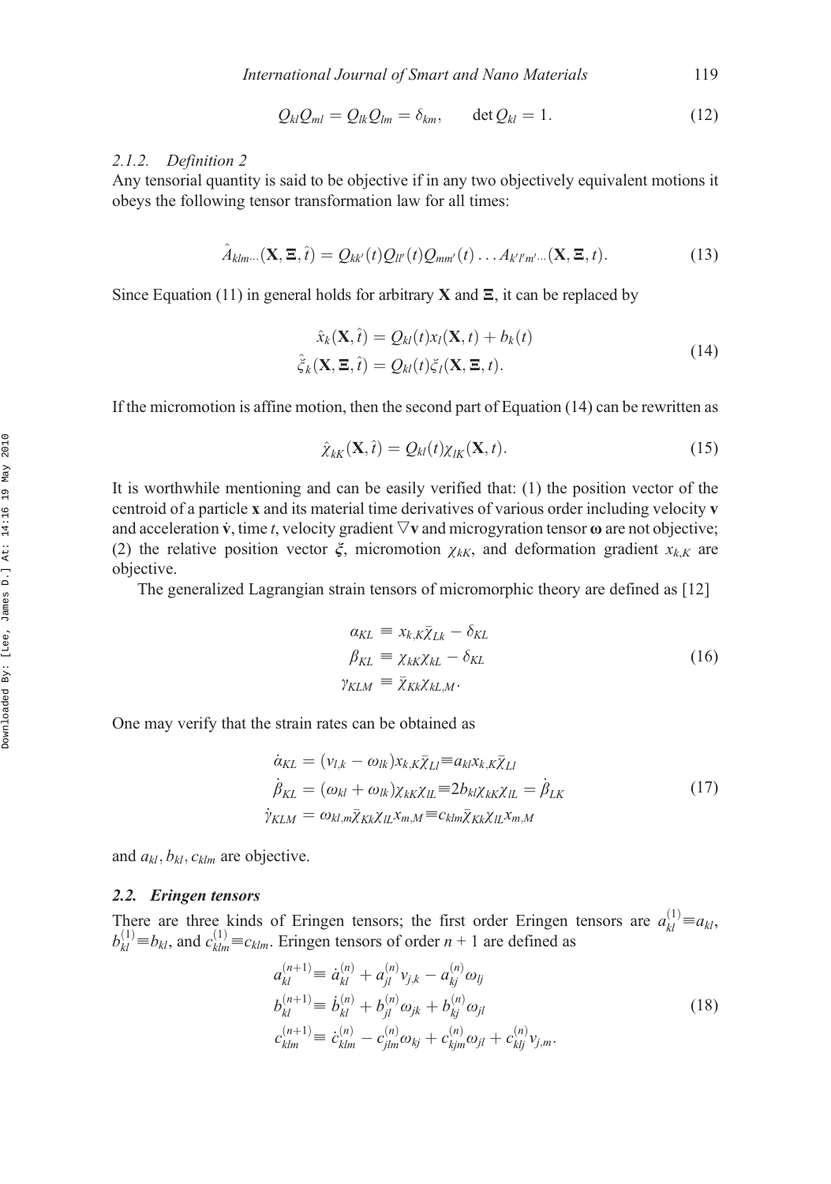$$Q_{kl}Q_{ml} = Q_{lk}Q_{lm} = \delta_{km}, \qquad \det Q_{kl} = 1. \tag{12}$$

#### 2.1.2. Definition 2

Any tensorial quantity is said to be objective if in any two objectively equivalent motions it obeys the following tensor transformation law for all times:

$$\hat{A}_{klm\cdots}(\mathbf{X}, \mathbf{\Xi}, \hat{t}) = Q_{kk'}(t)Q_{ll'}(t)Q_{mm'}(t)\ldots A_{k'l'm'\cdots}(\mathbf{X}, \mathbf{\Xi}, t). \tag{13}$$

Since Equation (11) in general holds for arbitrary $\mathbf{X}$ and $\mathbf{\Xi}$, it can be replaced by

$$\begin{aligned}\hat{x}_k(\mathbf{X}, \hat{t}) &= Q_{kl}(t)x_l(\mathbf{X}, t) + b_k(t)\\ \hat{\xi}_k(\mathbf{X}, \mathbf{\Xi}, \hat{t}) &= Q_{kl}(t)\xi_l(\mathbf{X}, \mathbf{\Xi}, t).\end{aligned} \tag{14}$$

If the micromotion is affine motion, then the second part of Equation (14) can be rewritten as

$$\hat{\chi}_{kK}(\mathbf{X}, \hat{t}) = Q_{kl}(t)\chi_{lK}(\mathbf{X}, t). \tag{15}$$

It is worthwhile mentioning and can be easily verified that: (1) the position vector of the centroid of a particle $\mathbf{x}$ and its material time derivatives of various order including velocity $\mathbf{v}$ and acceleration $\dot{\mathbf{v}}$, time $t$, velocity gradient $\nabla\mathbf{v}$ and microgyration tensor $\boldsymbol{\omega}$ are not objective; (2) the relative position vector $\boldsymbol{\xi}$, micromotion $\chi_{kK}$, and deformation gradient $x_{k,K}$ are objective.

The generalized Lagrangian strain tensors of micromorphic theory are defined as [12]

$$\begin{aligned}\alpha_{KL} &\equiv x_{k,K}\bar{\chi}_{Lk} - \delta_{KL}\\ \beta_{KL} &\equiv \chi_{kK}\chi_{kL} - \delta_{KL}\\ \gamma_{KLM} &\equiv \bar{\chi}_{Kk}\chi_{kL,M}.\end{aligned} \tag{16}$$

One may verify that the strain rates can be obtained as

$$\begin{aligned}\dot{\alpha}_{KL} &= (v_{l,k} - \omega_{lk})x_{k,K}\bar{\chi}_{Ll} \equiv a_{kl}x_{k,K}\bar{\chi}_{Ll}\\ \dot{\beta}_{KL} &= (\omega_{kl} + \omega_{lk})\chi_{kK}\chi_{lL} \equiv 2b_{kl}\chi_{kK}\chi_{lL} = \dot{\beta}_{LK}\\ \dot{\gamma}_{KLM} &= \omega_{kl,m}\bar{\chi}_{Kk}\chi_{lL}x_{m,M} \equiv c_{klm}\bar{\chi}_{Kk}\chi_{lL}x_{m,M}\end{aligned} \tag{17}$$

and $a_{kl}, b_{kl}, c_{klm}$ are objective.

### 2.2. Eringen tensors

There are three kinds of Eringen tensors; the first order Eringen tensors are $a_{kl}^{(1)} \equiv a_{kl}$, $b_{kl}^{(1)} \equiv b_{kl}$, and $c_{klm}^{(1)} \equiv c_{klm}$. Eringen tensors of order $n + 1$ are defined as

$$\begin{aligned}a_{kl}^{(n+1)} &\equiv \dot{a}_{kl}^{(n)} + a_{jl}^{(n)}v_{j,k} - a_{kj}^{(n)}\omega_{lj}\\ b_{kl}^{(n+1)} &\equiv \dot{b}_{kl}^{(n)} + b_{jl}^{(n)}\omega_{jk} + b_{kj}^{(n)}\omega_{jl}\\ c_{klm}^{(n+1)} &\equiv \dot{c}_{klm}^{(n)} - c_{jlm}^{(n)}\omega_{kj} + c_{kjm}^{(n)}\omega_{jl} + c_{klj}^{(n)}v_{j,m}.\end{aligned} \tag{18}$$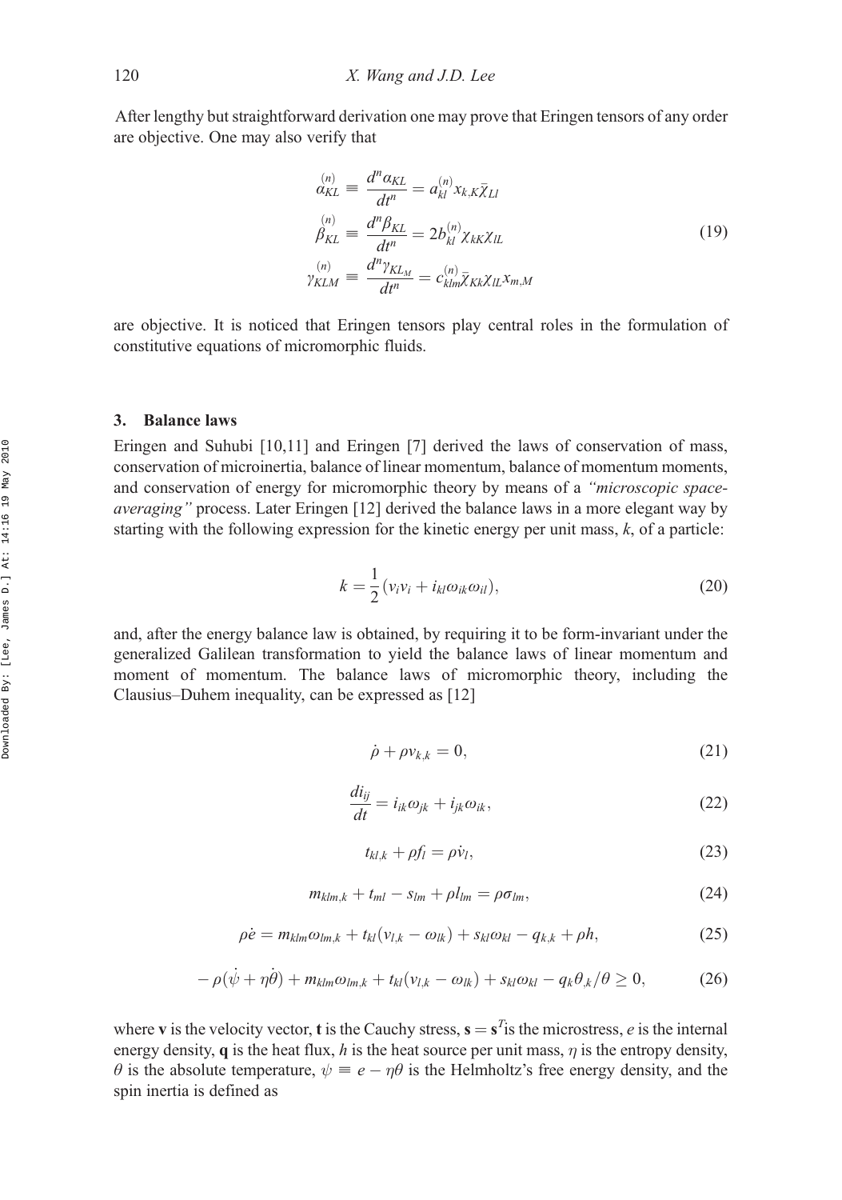After lengthy but straightforward derivation one may prove that Eringen tensors of any order are objective. One may also verify that

$$
\begin{aligned}
\overset{(n)}{\alpha}_{KL} &\equiv \frac{d^n \alpha_{KL}}{dt^n} = \overset{(n)}{a_{kl}} x_{k,K} \bar{\chi}_{Ll} \\
\overset{(n)}{\beta}_{KL} &\equiv \frac{d^n \beta_{KL}}{dt^n} = 2\overset{(n)}{b_{kl}} \chi_{kK} \chi_{lL} \\
\overset{(n)}{\gamma}_{KLM} &\equiv \frac{d^n \gamma_{KL_M}}{dt^n} = \overset{(n)}{c_{klm}} \bar{\chi}_{Kk} \chi_{lL} x_{m,M}
\end{aligned}
\tag{19}
$$

are objective. It is noticed that Eringen tensors play central roles in the formulation of constitutive equations of micromorphic fluids.

## 3. Balance laws

Eringen and Suhubi [10,11] and Eringen [7] derived the laws of conservation of mass, conservation of microinertia, balance of linear momentum, balance of momentum moments, and conservation of energy for micromorphic theory by means of a *"microscopic space-averaging"* process. Later Eringen [12] derived the balance laws in a more elegant way by starting with the following expression for the kinetic energy per unit mass, $k$, of a particle:

$$
k = \frac{1}{2}(v_i v_i + i_{kl}\omega_{ik}\omega_{il}),
\tag{20}
$$

and, after the energy balance law is obtained, by requiring it to be form-invariant under the generalized Galilean transformation to yield the balance laws of linear momentum and moment of momentum. The balance laws of micromorphic theory, including the Clausius–Duhem inequality, can be expressed as [12]

$$
\dot{\rho} + \rho v_{k,k} = 0,
\tag{21}
$$

$$
\frac{di_{ij}}{dt} = i_{ik}\omega_{jk} + i_{jk}\omega_{ik},
\tag{22}
$$

$$
t_{kl,k} + \rho f_l = \rho \dot{v}_l,
\tag{23}
$$

$$
m_{klm,k} + t_{ml} - s_{lm} + \rho l_{lm} = \rho \sigma_{lm},
\tag{24}
$$

$$
\rho \dot{e} = m_{klm}\omega_{lm,k} + t_{kl}(v_{l,k} - \omega_{lk}) + s_{kl}\omega_{kl} - q_{k,k} + \rho h,
\tag{25}
$$

$$
-\rho(\dot{\psi} + \eta\dot{\theta}) + m_{klm}\omega_{lm,k} + t_{kl}(v_{l,k} - \omega_{lk}) + s_{kl}\omega_{kl} - q_k\theta_{,k}/\theta \geq 0,
\tag{26}
$$

where $\mathbf{v}$ is the velocity vector, $\mathbf{t}$ is the Cauchy stress, $\mathbf{s} = \mathbf{s}^T$ is the microstress, $e$ is the internal energy density, $\mathbf{q}$ is the heat flux, $h$ is the heat source per unit mass, $\eta$ is the entropy density, $\theta$ is the absolute temperature, $\psi \equiv e - \eta\theta$ is the Helmholtz's free energy density, and the spin inertia is defined as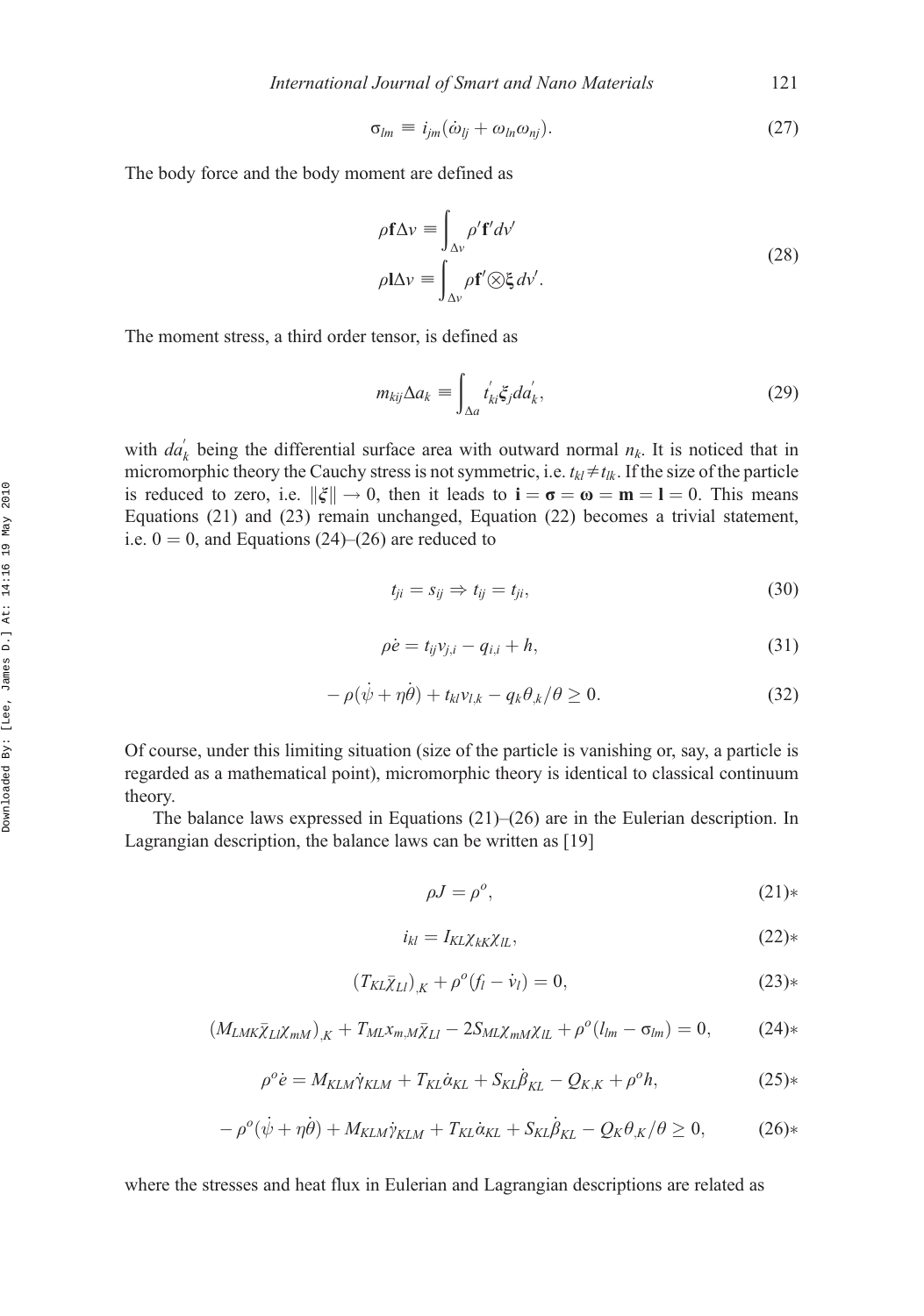$$\sigma_{lm} \equiv i_{jm}(\dot{\omega}_{lj} + \omega_{ln}\omega_{nj}). \tag{27}$$

The body force and the body moment are defined as

$$\begin{aligned} \rho \mathbf{f} \Delta v &\equiv \int_{\Delta v} \rho' \mathbf{f}' dv' \\ \rho \mathbf{l} \Delta v &\equiv \int_{\Delta v} \rho \mathbf{f}' \otimes \boldsymbol{\xi} \, dv'. \end{aligned} \tag{28}$$

The moment stress, a third order tensor, is defined as

$$m_{kij} \Delta a_k \equiv \int_{\Delta a} t'_{ki} \xi_j da'_k, \tag{29}$$

with $da'_k$ being the differential surface area with outward normal $n_k$. It is noticed that in micromorphic theory the Cauchy stress is not symmetric, i.e. $t_{kl} \neq t_{lk}$. If the size of the particle is reduced to zero, i.e. $\|\xi\| \to 0$, then it leads to $\mathbf{i} = \boldsymbol{\sigma} = \boldsymbol{\omega} = \mathbf{m} = \mathbf{l} = 0$. This means Equations (21) and (23) remain unchanged, Equation (22) becomes a trivial statement, i.e. $0 = 0$, and Equations (24)–(26) are reduced to

$$t_{ji} = s_{ij} \Rightarrow t_{ij} = t_{ji}, \tag{30}$$

$$\rho \dot{e} = t_{ij} v_{j,i} - q_{i,i} + h, \tag{31}$$

$$-\rho(\dot{\psi} + \eta \dot{\theta}) + t_{kl} v_{l,k} - q_k \theta_{,k}/\theta \geq 0. \tag{32}$$

Of course, under this limiting situation (size of the particle is vanishing or, say, a particle is regarded as a mathematical point), micromorphic theory is identical to classical continuum theory.

The balance laws expressed in Equations (21)–(26) are in the Eulerian description. In Lagrangian description, the balance laws can be written as [19]

$$\rho J = \rho^o, \tag{21*}$$

$$i_{kl} = I_{KL} \chi_{kK} \chi_{lL}, \tag{22*}$$

$$(T_{KL} \bar{\chi}_{Ll})_{,K} + \rho^o (f_l - \dot{v}_l) = 0, \tag{23*}$$

$$(M_{LMK} \bar{\chi}_{Ll} \chi_{mM})_{,K} + T_{ML} x_{m,M} \bar{\chi}_{Ll} - 2S_{ML} \chi_{mM} \chi_{lL} + \rho^o (l_{lm} - \sigma_{lm}) = 0, \tag{24*}$$

$$\rho^o \dot{e} = M_{KLM} \dot{\gamma}_{KLM} + T_{KL} \dot{\alpha}_{KL} + S_{KL} \dot{\beta}_{KL} - Q_{K,K} + \rho^o h, \tag{25*}$$

$$-\rho^o(\dot{\psi} + \eta \dot{\theta}) + M_{KLM} \dot{\gamma}_{KLM} + T_{KL} \dot{\alpha}_{KL} + S_{KL} \dot{\beta}_{KL} - Q_K \theta_{,K}/\theta \geq 0, \tag{26*}$$

where the stresses and heat flux in Eulerian and Lagrangian descriptions are related as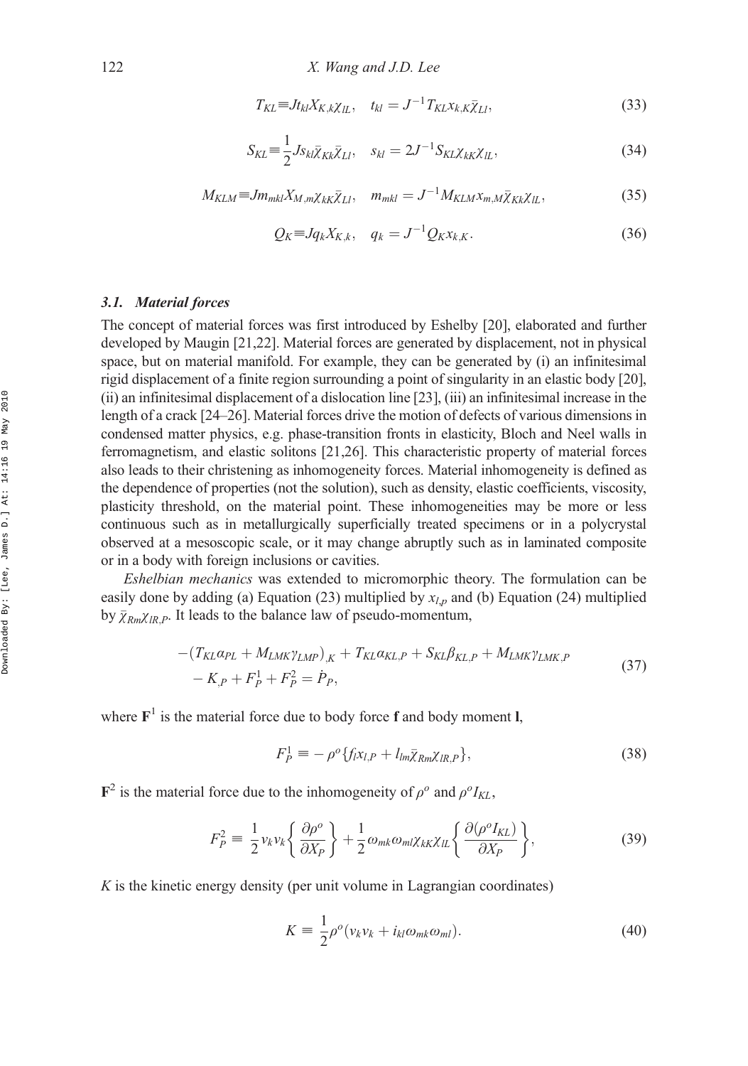$$T_{KL} \equiv J t_{kl} X_{K,k} \chi_{lL}, \quad t_{kl} = J^{-1} T_{KL} x_{k,K} \bar{\chi}_{Ll}, \tag{33}$$

$$S_{KL} \equiv \frac{1}{2} J s_{kl} \bar{\chi}_{Kk} \bar{\chi}_{Ll}, \quad s_{kl} = 2J^{-1} S_{KL} \chi_{kK} \chi_{lL}, \tag{34}$$

$$M_{KLM} \equiv J m_{mkl} X_{M,m} \chi_{kK} \bar{\chi}_{Ll}, \quad m_{mkl} = J^{-1} M_{KLM} x_{m,M} \bar{\chi}_{Kk} \chi_{lL}, \tag{35}$$

$$Q_K \equiv J q_k X_{K,k}, \quad q_k = J^{-1} Q_K x_{k,K}. \tag{36}$$

### *3.1. Material forces*

The concept of material forces was first introduced by Eshelby [20], elaborated and further developed by Maugin [21,22]. Material forces are generated by displacement, not in physical space, but on material manifold. For example, they can be generated by (i) an infinitesimal rigid displacement of a finite region surrounding a point of singularity in an elastic body [20], (ii) an infinitesimal displacement of a dislocation line [23], (iii) an infinitesimal increase in the length of a crack [24–26]. Material forces drive the motion of defects of various dimensions in condensed matter physics, e.g. phase-transition fronts in elasticity, Bloch and Neel walls in ferromagnetism, and elastic solitons [21,26]. This characteristic property of material forces also leads to their christening as inhomogeneity forces. Material inhomogeneity is defined as the dependence of properties (not the solution), such as density, elastic coefficients, viscosity, plasticity threshold, on the material point. These inhomogeneities may be more or less continuous such as in metallurgically superficially treated specimens or in a polycrystal observed at a mesoscopic scale, or it may change abruptly such as in laminated composite or in a body with foreign inclusions or cavities.

*Eshelbian mechanics* was extended to micromorphic theory. The formulation can be easily done by adding (a) Equation (23) multiplied by $x_{l,p}$ and (b) Equation (24) multiplied by $\bar{\chi}_{Rm}\chi_{lR,P}$. It leads to the balance law of pseudo-momentum,

$$\begin{aligned} &-(T_{KL}\alpha_{PL} + M_{LMK}\gamma_{LMP})_{,K} + T_{KL}\alpha_{KL,P} + S_{KL}\beta_{KL,P} + M_{LMK}\gamma_{LMK,P} \\ &- K_{,P} + F_P^1 + F_P^2 = \dot{P}_P, \end{aligned} \tag{37}$$

where $\mathbf{F}^1$ is the material force due to body force $\mathbf{f}$ and body moment $\mathbf{l}$,

$$F_P^1 \equiv -\rho^o\{f_l x_{l,P} + l_{lm}\bar{\chi}_{Rm}\chi_{lR,P}\}, \tag{38}$$

$\mathbf{F}^2$ is the material force due to the inhomogeneity of $\rho^o$ and $\rho^o I_{KL}$,

$$F_P^2 \equiv \frac{1}{2} v_k v_k \left\{ \frac{\partial \rho^o}{\partial X_P} \right\} + \frac{1}{2}\omega_{mk}\omega_{ml}\chi_{kK}\chi_{lL}\left\{ \frac{\partial(\rho^o I_{KL})}{\partial X_P} \right\}, \tag{39}$$

$K$ is the kinetic energy density (per unit volume in Lagrangian coordinates)

$$K \equiv \frac{1}{2}\rho^o(v_k v_k + i_{kl}\omega_{mk}\omega_{ml}). \tag{40}$$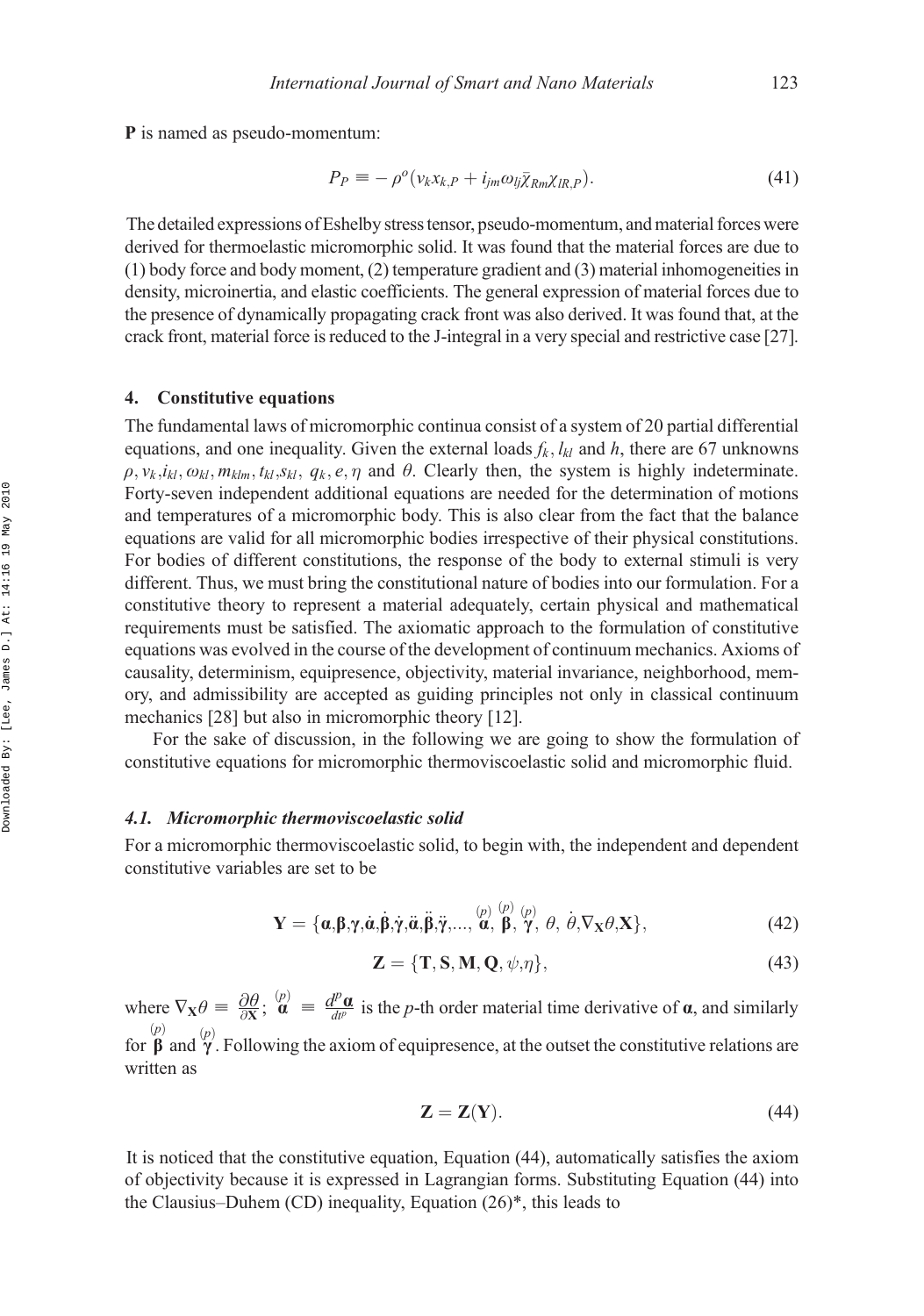**P** is named as pseudo-momentum:

$$P_P \equiv -\rho^o(v_k x_{k,P} + i_{jm}\omega_{lj}\bar{\chi}_{Rm}\chi_{lR,P}). \tag{41}$$

The detailed expressions of Eshelby stress tensor, pseudo-momentum, and material forces were derived for thermoelastic micromorphic solid. It was found that the material forces are due to (1) body force and body moment, (2) temperature gradient and (3) material inhomogeneities in density, microinertia, and elastic coefficients. The general expression of material forces due to the presence of dynamically propagating crack front was also derived. It was found that, at the crack front, material force is reduced to the J-integral in a very special and restrictive case [27].

## 4. Constitutive equations

The fundamental laws of micromorphic continua consist of a system of 20 partial differential equations, and one inequality. Given the external loads $f_k$, $l_{kl}$ and $h$, there are 67 unknowns $\rho, v_k, i_{kl}, \omega_{kl}, m_{klm}, t_{kl}, s_{kl}, q_k, e, \eta$ and $\theta$. Clearly then, the system is highly indeterminate. Forty-seven independent additional equations are needed for the determination of motions and temperatures of a micromorphic body. This is also clear from the fact that the balance equations are valid for all micromorphic bodies irrespective of their physical constitutions. For bodies of different constitutions, the response of the body to external stimuli is very different. Thus, we must bring the constitutional nature of bodies into our formulation. For a constitutive theory to represent a material adequately, certain physical and mathematical requirements must be satisfied. The axiomatic approach to the formulation of constitutive equations was evolved in the course of the development of continuum mechanics. Axioms of causality, determinism, equipresence, objectivity, material invariance, neighborhood, memory, and admissibility are accepted as guiding principles not only in classical continuum mechanics [28] but also in micromorphic theory [12].

For the sake of discussion, in the following we are going to show the formulation of constitutive equations for micromorphic thermoviscoelastic solid and micromorphic fluid.

### *4.1. Micromorphic thermoviscoelastic solid*

For a micromorphic thermoviscoelastic solid, to begin with, the independent and dependent constitutive variables are set to be

$$\mathbf{Y} = \{\boldsymbol{\alpha}, \boldsymbol{\beta}, \boldsymbol{\gamma}, \dot{\boldsymbol{\alpha}}, \dot{\boldsymbol{\beta}}, \dot{\boldsymbol{\gamma}}, \ddot{\boldsymbol{\alpha}}, \ddot{\boldsymbol{\beta}}, \ddot{\boldsymbol{\gamma}}, \ldots, \overset{(p)}{\boldsymbol{\alpha}}, \overset{(p)}{\boldsymbol{\beta}}, \overset{(p)}{\boldsymbol{\gamma}}, \theta, \dot{\theta}, \nabla_{\mathbf{X}}\theta, \mathbf{X}\}, \tag{42}$$

$$\mathbf{Z} = \{\mathbf{T}, \mathbf{S}, \mathbf{M}, \mathbf{Q}, \psi, \eta\}, \tag{43}$$

where $\nabla_{\mathbf{X}}\theta \equiv \frac{\partial \theta}{\partial \mathbf{X}}$; $\overset{(p)}{\boldsymbol{\alpha}} \equiv \frac{d^p \boldsymbol{\alpha}}{dt^p}$ is the $p$-th order material time derivative of $\boldsymbol{\alpha}$, and similarly for $\overset{(p)}{\boldsymbol{\beta}}$ and $\overset{(p)}{\boldsymbol{\gamma}}$. Following the axiom of equipresence, at the outset the constitutive relations are written as

$$\mathbf{Z} = \mathbf{Z}(\mathbf{Y}). \tag{44}$$

It is noticed that the constitutive equation, Equation (44), automatically satisfies the axiom of objectivity because it is expressed in Lagrangian forms. Substituting Equation (44) into the Clausius–Duhem (CD) inequality, Equation (26)*, this leads to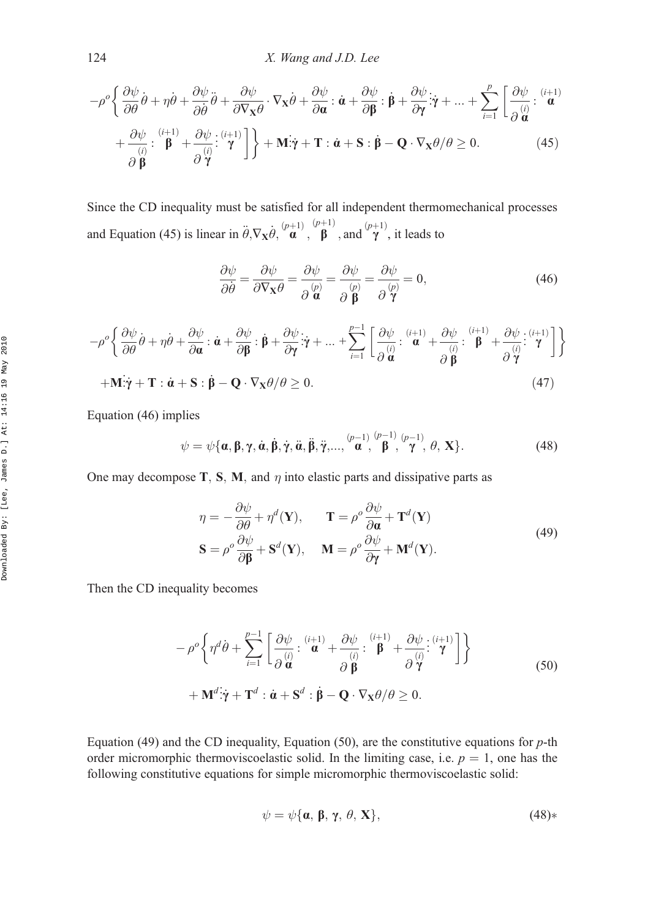$$-\rho^o\left\{\frac{\partial\psi}{\partial\theta}\dot{\theta}+\eta\dot{\theta}+\frac{\partial\psi}{\partial\dot{\theta}}\ddot{\theta}+\frac{\partial\psi}{\partial\nabla_{\mathbf{X}}\theta}\cdot\nabla_{\mathbf{X}}\dot{\theta}+\frac{\partial\psi}{\partial\boldsymbol{\alpha}}:\dot{\boldsymbol{\alpha}}+\frac{\partial\psi}{\partial\boldsymbol{\beta}}:\dot{\boldsymbol{\beta}}+\frac{\partial\psi}{\partial\boldsymbol{\gamma}}\vdots\dot{\boldsymbol{\gamma}}+\ldots+\sum_{i=1}^{p}\left[\frac{\partial\psi}{\partial\overset{(i)}{\boldsymbol{\alpha}}}:\overset{(i+1)}{\boldsymbol{\alpha}}+\frac{\partial\psi}{\partial\overset{(i)}{\boldsymbol{\beta}}}:\overset{(i+1)}{\boldsymbol{\beta}}+\frac{\partial\psi}{\partial\overset{(i)}{\boldsymbol{\gamma}}}\vdots\overset{(i+1)}{\boldsymbol{\gamma}}\right]\right\}+\mathbf{M}\vdots\dot{\boldsymbol{\gamma}}+\mathbf{T}:\dot{\boldsymbol{\alpha}}+\mathbf{S}:\dot{\boldsymbol{\beta}}-\mathbf{Q}\cdot\nabla_{\mathbf{X}}\theta/\theta\geq 0. \tag{45}$$

Since the CD inequality must be satisfied for all independent thermomechanical processes and Equation (45) is linear in $\ddot{\theta}, \nabla_{\mathbf{X}}\dot{\theta}, \overset{(p+1)}{\boldsymbol{\alpha}}, \overset{(p+1)}{\boldsymbol{\beta}}$, and $\overset{(p+1)}{\boldsymbol{\gamma}}$, it leads to

$$\frac{\partial\psi}{\partial\dot{\theta}}=\frac{\partial\psi}{\partial\nabla_{\mathbf{X}}\theta}=\frac{\partial\psi}{\partial\overset{(p)}{\boldsymbol{\alpha}}}=\frac{\partial\psi}{\partial\overset{(p)}{\boldsymbol{\beta}}}=\frac{\partial\psi}{\partial\overset{(p)}{\boldsymbol{\gamma}}}=0, \tag{46}$$

$$-\rho^o\left\{\frac{\partial\psi}{\partial\theta}\dot{\theta}+\eta\dot{\theta}+\frac{\partial\psi}{\partial\boldsymbol{\alpha}}:\dot{\boldsymbol{\alpha}}+\frac{\partial\psi}{\partial\boldsymbol{\beta}}:\dot{\boldsymbol{\beta}}+\frac{\partial\psi}{\partial\boldsymbol{\gamma}}\vdots\dot{\boldsymbol{\gamma}}+\ldots+\sum_{i=1}^{p-1}\left[\frac{\partial\psi}{\partial\overset{(i)}{\boldsymbol{\alpha}}}:\overset{(i+1)}{\boldsymbol{\alpha}}+\frac{\partial\psi}{\partial\overset{(i)}{\boldsymbol{\beta}}}:\overset{(i+1)}{\boldsymbol{\beta}}+\frac{\partial\psi}{\partial\overset{(i)}{\boldsymbol{\gamma}}}\vdots\overset{(i+1)}{\boldsymbol{\gamma}}\right]\right\}+\mathbf{M}\vdots\dot{\boldsymbol{\gamma}}+\mathbf{T}:\dot{\boldsymbol{\alpha}}+\mathbf{S}:\dot{\boldsymbol{\beta}}-\mathbf{Q}\cdot\nabla_{\mathbf{X}}\theta/\theta\geq 0. \tag{47}$$

Equation (46) implies

$$\psi=\psi\{\boldsymbol{\alpha},\boldsymbol{\beta},\boldsymbol{\gamma},\dot{\boldsymbol{\alpha}},\dot{\boldsymbol{\beta}},\dot{\boldsymbol{\gamma}},\ddot{\boldsymbol{\alpha}},\ddot{\boldsymbol{\beta}},\ddot{\boldsymbol{\gamma}},\ldots,\overset{(p-1)}{\boldsymbol{\alpha}},\overset{(p-1)}{\boldsymbol{\beta}},\overset{(p-1)}{\boldsymbol{\gamma}},\theta,\mathbf{X}\}. \tag{48}$$

One may decompose $\mathbf{T}$, $\mathbf{S}$, $\mathbf{M}$, and $\eta$ into elastic parts and dissipative parts as

$$\begin{aligned}\eta&=-\frac{\partial\psi}{\partial\theta}+\eta^d(\mathbf{Y}), &\mathbf{T}&=\rho^o\frac{\partial\psi}{\partial\boldsymbol{\alpha}}+\mathbf{T}^d(\mathbf{Y})\\ \mathbf{S}&=\rho^o\frac{\partial\psi}{\partial\boldsymbol{\beta}}+\mathbf{S}^d(\mathbf{Y}), &\mathbf{M}&=\rho^o\frac{\partial\psi}{\partial\boldsymbol{\gamma}}+\mathbf{M}^d(\mathbf{Y}).\end{aligned} \tag{49}$$

Then the CD inequality becomes

$$\begin{aligned}&-\rho^o\left\{\eta^d\dot{\theta}+\sum_{i=1}^{p-1}\left[\frac{\partial\psi}{\partial\overset{(i)}{\boldsymbol{\alpha}}}:\overset{(i+1)}{\boldsymbol{\alpha}}+\frac{\partial\psi}{\partial\overset{(i)}{\boldsymbol{\beta}}}:\overset{(i+1)}{\boldsymbol{\beta}}+\frac{\partial\psi}{\partial\overset{(i)}{\boldsymbol{\gamma}}}\vdots\overset{(i+1)}{\boldsymbol{\gamma}}\right]\right\}\\&+\mathbf{M}^d\vdots\dot{\boldsymbol{\gamma}}+\mathbf{T}^d:\dot{\boldsymbol{\alpha}}+\mathbf{S}^d:\dot{\boldsymbol{\beta}}-\mathbf{Q}\cdot\nabla_{\mathbf{X}}\theta/\theta\geq 0.\end{aligned} \tag{50}$$

Equation (49) and the CD inequality, Equation (50), are the constitutive equations for $p$-th order micromorphic thermoviscoelastic solid. In the limiting case, i.e. $p=1$, one has the following constitutive equations for simple micromorphic thermoviscoelastic solid:

$$\psi=\psi\{\boldsymbol{\alpha},\,\boldsymbol{\beta},\,\boldsymbol{\gamma},\,\theta,\,\mathbf{X}\}, \tag{48*}$$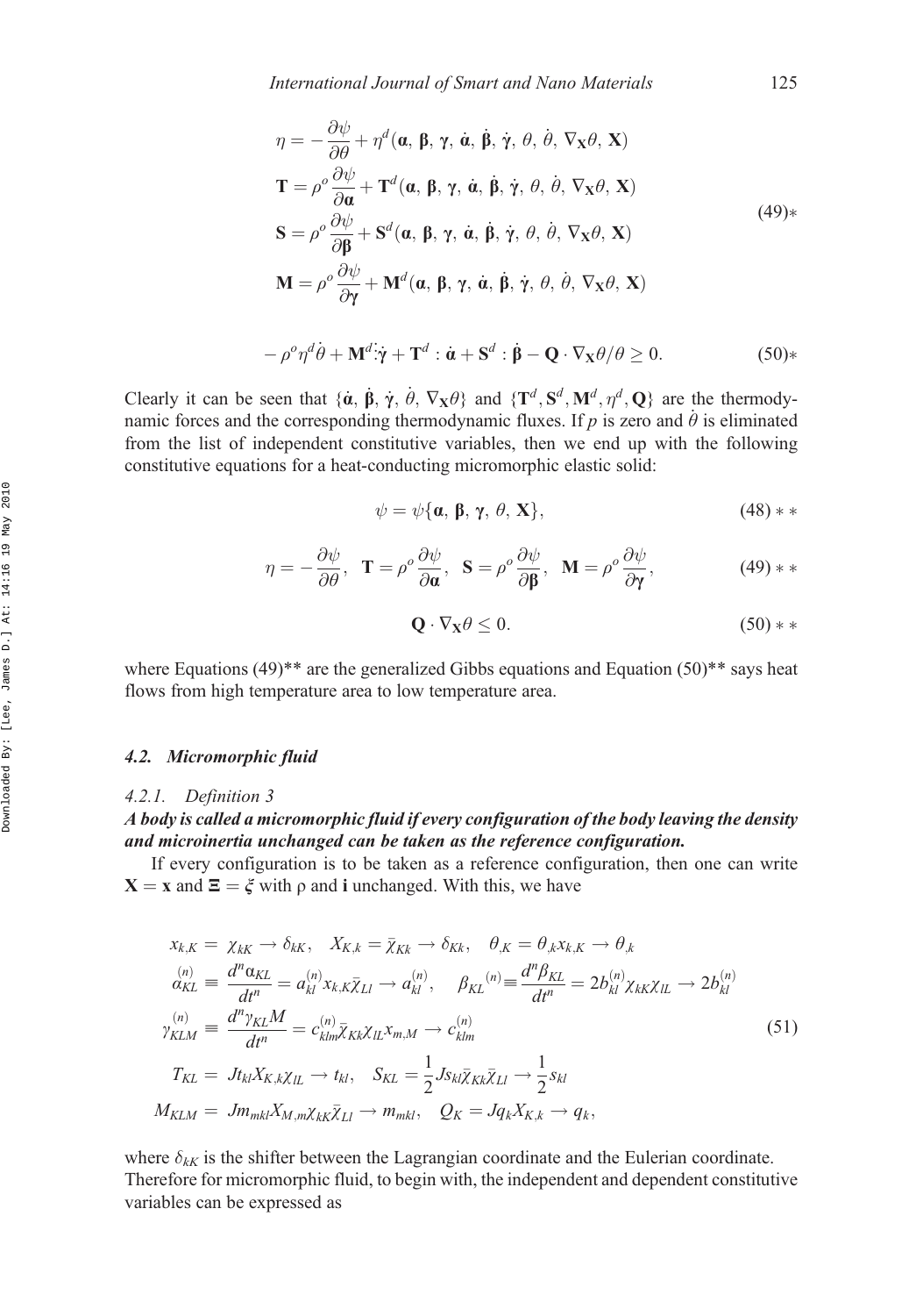$$
\begin{aligned}
\eta &= -\frac{\partial \psi}{\partial \theta} + \eta^d(\boldsymbol{\alpha},\, \boldsymbol{\beta},\, \boldsymbol{\gamma},\, \dot{\boldsymbol{\alpha}},\, \dot{\boldsymbol{\beta}},\, \dot{\boldsymbol{\gamma}},\, \theta,\, \dot{\theta},\, \nabla_{\mathbf{X}}\theta,\, \mathbf{X}) \\
\mathbf{T} &= \rho^o \frac{\partial \psi}{\partial \boldsymbol{\alpha}} + \mathbf{T}^d(\boldsymbol{\alpha},\, \boldsymbol{\beta},\, \boldsymbol{\gamma},\, \dot{\boldsymbol{\alpha}},\, \dot{\boldsymbol{\beta}},\, \dot{\boldsymbol{\gamma}},\, \theta,\, \dot{\theta},\, \nabla_{\mathbf{X}}\theta,\, \mathbf{X}) \\
\mathbf{S} &= \rho^o \frac{\partial \psi}{\partial \boldsymbol{\beta}} + \mathbf{S}^d(\boldsymbol{\alpha},\, \boldsymbol{\beta},\, \boldsymbol{\gamma},\, \dot{\boldsymbol{\alpha}},\, \dot{\boldsymbol{\beta}},\, \dot{\boldsymbol{\gamma}},\, \theta,\, \dot{\theta},\, \nabla_{\mathbf{X}}\theta,\, \mathbf{X}) \\
\mathbf{M} &= \rho^o \frac{\partial \psi}{\partial \boldsymbol{\gamma}} + \mathbf{M}^d(\boldsymbol{\alpha},\, \boldsymbol{\beta},\, \boldsymbol{\gamma},\, \dot{\boldsymbol{\alpha}},\, \dot{\boldsymbol{\beta}},\, \dot{\boldsymbol{\gamma}},\, \theta,\, \dot{\theta},\, \nabla_{\mathbf{X}}\theta,\, \mathbf{X})
\end{aligned}
\tag{49}*
$$

$$
-\rho^o \eta^d \dot{\theta} + \mathbf{M}^d \vdots \dot{\boldsymbol{\gamma}} + \mathbf{T}^d : \dot{\boldsymbol{\alpha}} + \mathbf{S}^d : \dot{\boldsymbol{\beta}} - \mathbf{Q} \cdot \nabla_{\mathbf{X}}\theta/\theta \geq 0. \tag{50}*
$$

Clearly it can be seen that $\{\dot{\boldsymbol{\alpha}},\, \dot{\boldsymbol{\beta}},\, \dot{\boldsymbol{\gamma}},\, \dot{\theta},\, \nabla_{\mathbf{X}}\theta\}$ and $\{\mathbf{T}^d, \mathbf{S}^d, \mathbf{M}^d, \eta^d, \mathbf{Q}\}$ are the thermodynamic forces and the corresponding thermodynamic fluxes. If $p$ is zero and $\dot{\theta}$ is eliminated from the list of independent constitutive variables, then we end up with the following constitutive equations for a heat-conducting micromorphic elastic solid:

$$
\psi = \psi\{\boldsymbol{\alpha},\, \boldsymbol{\beta},\, \boldsymbol{\gamma},\, \theta,\, \mathbf{X}\}, \tag{48}**
$$

$$
\eta = -\frac{\partial \psi}{\partial \theta}, \quad \mathbf{T} = \rho^o \frac{\partial \psi}{\partial \boldsymbol{\alpha}}, \quad \mathbf{S} = \rho^o \frac{\partial \psi}{\partial \boldsymbol{\beta}}, \quad \mathbf{M} = \rho^o \frac{\partial \psi}{\partial \boldsymbol{\gamma}}, \tag{49}**
$$

$$
\mathbf{Q} \cdot \nabla_{\mathbf{X}}\theta \leq 0. \tag{50}**
$$

where Equations (49)** are the generalized Gibbs equations and Equation (50)** says heat flows from high temperature area to low temperature area.

### 4.2. *Micromorphic fluid*

#### 4.2.1. *Definition 3*

***A body is called a micromorphic fluid if every configuration of the body leaving the density and microinertia unchanged can be taken as the reference configuration.***

If every configuration is to be taken as a reference configuration, then one can write $\mathbf{X} = \mathbf{x}$ and $\boldsymbol{\Xi} = \boldsymbol{\xi}$ with $\rho$ and $\mathbf{i}$ unchanged. With this, we have

$$
\begin{aligned}
x_{k,K} &= \chi_{kK} \rightarrow \delta_{kK}, \quad X_{K,k} = \bar{\chi}_{Kk} \rightarrow \delta_{Kk}, \quad \theta_{,K} = \theta_{,k} x_{k,K} \rightarrow \theta_{,k} \\
\overset{(n)}{\alpha_{KL}} &\equiv \frac{d^n \alpha_{KL}}{dt^n} = a_{kl}^{(n)} x_{k,K} \bar{\chi}_{Ll} \rightarrow a_{kl}^{(n)}, \quad {\beta_{KL}}^{(n)} \equiv \frac{d^n \beta_{KL}}{dt^n} = 2b_{kl}^{(n)} \chi_{kK} \chi_{lL} \rightarrow 2b_{kl}^{(n)} \\
\overset{(n)}{\gamma_{KLM}} &\equiv \frac{d^n \gamma_{KL} M}{dt^n} = c_{klm}^{(n)} \bar{\chi}_{Kk} \chi_{lL} x_{m,M} \rightarrow c_{klm}^{(n)} \\
T_{KL} &= J t_{kl} X_{K,k} \chi_{lL} \rightarrow t_{kl}, \quad S_{KL} = \frac{1}{2} J s_{kl} \bar{\chi}_{Kk} \bar{\chi}_{Ll} \rightarrow \frac{1}{2} s_{kl} \\
M_{KLM} &= J m_{mkl} X_{M,m} \chi_{kK} \bar{\chi}_{Ll} \rightarrow m_{mkl}, \quad Q_K = J q_k X_{K,k} \rightarrow q_k,
\end{aligned}
\tag{51}
$$

where $\delta_{kK}$ is the shifter between the Lagrangian coordinate and the Eulerian coordinate. Therefore for micromorphic fluid, to begin with, the independent and dependent constitutive variables can be expressed as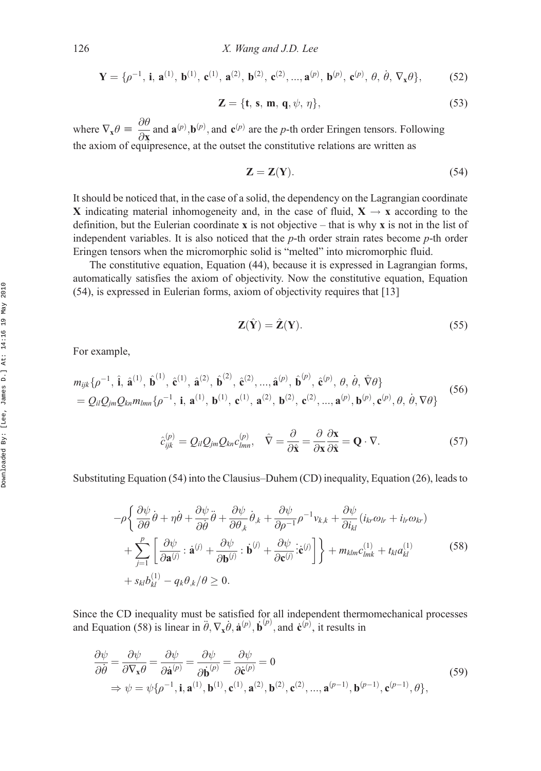$$\mathbf{Y} = \{\rho^{-1},\, \mathbf{i},\, \mathbf{a}^{(1)},\, \mathbf{b}^{(1)},\, \mathbf{c}^{(1)},\, \mathbf{a}^{(2)},\, \mathbf{b}^{(2)},\, \mathbf{c}^{(2)}, ..., \mathbf{a}^{(p)},\, \mathbf{b}^{(p)},\, \mathbf{c}^{(p)},\, \theta,\, \dot{\theta},\, \nabla_{\mathbf{x}}\theta\}, \tag{52}$$

$$\mathbf{Z} = \{\mathbf{t},\, \mathbf{s},\, \mathbf{m},\, \mathbf{q}, \psi,\, \eta\}, \tag{53}$$

where $\nabla_{\mathbf{x}}\theta \equiv \dfrac{\partial \theta}{\partial \mathbf{x}}$ and $\mathbf{a}^{(p)}, \mathbf{b}^{(p)}$, and $\mathbf{c}^{(p)}$ are the $p$-th order Eringen tensors. Following the axiom of equipresence, at the outset the constitutive relations are written as

$$\mathbf{Z} = \mathbf{Z}(\mathbf{Y}). \tag{54}$$

It should be noticed that, in the case of a solid, the dependency on the Lagrangian coordinate $\mathbf{X}$ indicating material inhomogeneity and, in the case of fluid, $\mathbf{X} \rightarrow \mathbf{x}$ according to the definition, but the Eulerian coordinate $\mathbf{x}$ is not objective – that is why $\mathbf{x}$ is not in the list of independent variables. It is also noticed that the $p$-th order strain rates become $p$-th order Eringen tensors when the micromorphic solid is "melted" into micromorphic fluid.

The constitutive equation, Equation (44), because it is expressed in Lagrangian forms, automatically satisfies the axiom of objectivity. Now the constitutive equation, Equation (54), is expressed in Eulerian forms, axiom of objectivity requires that [13]

$$\mathbf{Z}(\hat{\mathbf{Y}}) = \hat{\mathbf{Z}}(\mathbf{Y}). \tag{55}$$

For example,

$$\begin{aligned} & m_{ijk}\{\rho^{-1},\, \hat{\mathbf{i}},\, \hat{\mathbf{a}}^{(1)},\, \hat{\mathbf{b}}^{(1)},\, \hat{\mathbf{c}}^{(1)},\, \hat{\mathbf{a}}^{(2)},\, \hat{\mathbf{b}}^{(2)},\, \hat{\mathbf{c}}^{(2)}, ..., \hat{\mathbf{a}}^{(p)},\, \hat{\mathbf{b}}^{(p)},\, \hat{\mathbf{c}}^{(p)},\, \theta,\, \dot{\theta},\, \hat{\nabla}\theta\} \\ & = Q_{il}Q_{jm}Q_{kn}m_{lmn}\{\rho^{-1},\, \mathbf{i},\, \mathbf{a}^{(1)},\, \mathbf{b}^{(1)},\, \mathbf{c}^{(1)},\, \mathbf{a}^{(2)},\, \mathbf{b}^{(2)},\, \mathbf{c}^{(2)}, ..., \mathbf{a}^{(p)}, \mathbf{b}^{(p)}, \mathbf{c}^{(p)}, \theta,\, \dot{\theta}, \nabla\theta\} \end{aligned} \tag{56}$$

$$\hat{c}^{(p)}_{ijk} = Q_{il}Q_{jm}Q_{kn}c^{(p)}_{lmn}, \quad \hat{\nabla} = \frac{\partial}{\partial \hat{\mathbf{x}}} = \frac{\partial}{\partial \mathbf{x}}\frac{\partial \mathbf{x}}{\partial \hat{\mathbf{x}}} = \mathbf{Q} \cdot \nabla. \tag{57}$$

Substituting Equation (54) into the Clausius–Duhem (CD) inequality, Equation (26), leads to

$$\begin{aligned} & -\rho\left\{ \frac{\partial \psi}{\partial \theta}\dot{\theta} + \eta\dot{\theta} + \frac{\partial \psi}{\partial \dot{\theta}}\ddot{\theta} + \frac{\partial \psi}{\partial \theta_{,k}}\dot{\theta}_{,k} + \frac{\partial \psi}{\partial \rho^{-1}}\rho^{-1}v_{k,k} + \frac{\partial \psi}{\partial i_{kl}}(i_{kr}\omega_{lr} + i_{lr}\omega_{kr}) \right. \\ & \left. + \sum_{j=1}^{p}\left[ \frac{\partial \psi}{\partial \mathbf{a}^{(j)}} : \dot{\mathbf{a}}^{(j)} + \frac{\partial \psi}{\partial \mathbf{b}^{(j)}} : \dot{\mathbf{b}}^{(j)} + \frac{\partial \psi}{\partial \mathbf{c}^{(j)}} \,\vdots\, \dot{\mathbf{c}}^{(j)} \right] \right\} + m_{klm}c^{(1)}_{lmk} + t_{kl}a^{(1)}_{kl} \\ & + s_{kl}b^{(1)}_{kl} - q_k\theta_{,k}/\theta \geq 0. \end{aligned} \tag{58}$$

Since the CD inequality must be satisfied for all independent thermomechanical processes and Equation (58) is linear in $\ddot{\theta}, \nabla_{\mathbf{x}}\dot{\theta}, \dot{\mathbf{a}}^{(p)}, \dot{\mathbf{b}}^{(p)}$, and $\dot{\mathbf{c}}^{(p)}$, it results in

$$\begin{aligned} & \frac{\partial \psi}{\partial \dot{\theta}} = \frac{\partial \psi}{\partial \nabla_{\mathbf{x}}\theta} = \frac{\partial \psi}{\partial \dot{\mathbf{a}}^{(p)}} = \frac{\partial \psi}{\partial \dot{\mathbf{b}}^{(p)}} = \frac{\partial \psi}{\partial \dot{\mathbf{c}}^{(p)}} = 0 \\ & \Rightarrow \psi = \psi\{\rho^{-1}, \mathbf{i}, \mathbf{a}^{(1)}, \mathbf{b}^{(1)}, \mathbf{c}^{(1)}, \mathbf{a}^{(2)}, \mathbf{b}^{(2)}, \mathbf{c}^{(2)}, ..., \mathbf{a}^{(p-1)}, \mathbf{b}^{(p-1)}, \mathbf{c}^{(p-1)}, \theta\}, \end{aligned} \tag{59}$$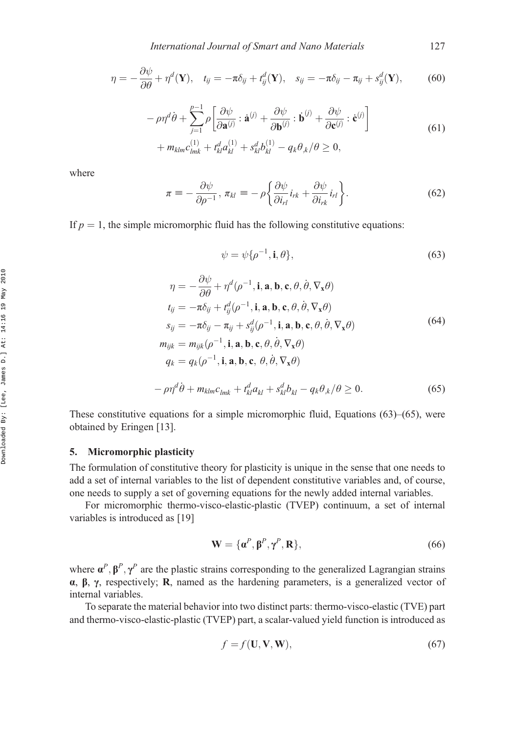$$\eta = -\frac{\partial \psi}{\partial \theta} + \eta^d(\mathbf{Y}), \quad t_{ij} = -\pi\delta_{ij} + t_{ij}^d(\mathbf{Y}), \quad s_{ij} = -\pi\delta_{ij} - \pi_{ij} + s_{ij}^d(\mathbf{Y}), \tag{60}$$

$$\begin{aligned} &-\rho\eta^d\dot{\theta} + \sum_{j=1}^{p-1} \rho\left[\frac{\partial \psi}{\partial \mathbf{a}^{(j)}} : \dot{\mathbf{a}}^{(j)} + \frac{\partial \psi}{\partial \mathbf{b}^{(j)}} : \dot{\mathbf{b}}^{(j)} + \frac{\partial \psi}{\partial \mathbf{c}^{(j)}} : \dot{\mathbf{c}}^{(j)}\right] \\ &+ m_{klm}c_{lmk}^{(1)} + t_{kl}^d a_{kl}^{(1)} + s_{kl}^d b_{kl}^{(1)} - q_k\theta_{,k}/\theta \geq 0, \end{aligned} \tag{61}$$

where

$$\pi \equiv -\frac{\partial \psi}{\partial \rho^{-1}}, \; \pi_{kl} \equiv -\rho\left\{\frac{\partial \psi}{\partial i_{rl}} i_{rk} + \frac{\partial \psi}{\partial i_{rk}} i_{rl}\right\}. \tag{62}$$

If $p = 1$, the simple micromorphic fluid has the following constitutive equations:

$$\psi = \psi\{\rho^{-1}, \mathbf{i}, \theta\}, \tag{63}$$

$$\begin{aligned} \eta &= -\frac{\partial \psi}{\partial \theta} + \eta^d(\rho^{-1}, \mathbf{i}, \mathbf{a}, \mathbf{b}, \mathbf{c}, \theta, \dot{\theta}, \nabla_\mathbf{x}\theta) \\ t_{ij} &= -\pi\delta_{ij} + t_{ij}^d(\rho^{-1}, \mathbf{i}, \mathbf{a}, \mathbf{b}, \mathbf{c}, \theta, \dot{\theta}, \nabla_\mathbf{x}\theta) \\ s_{ij} &= -\pi\delta_{ij} - \pi_{ij} + s_{ij}^d(\rho^{-1}, \mathbf{i}, \mathbf{a}, \mathbf{b}, \mathbf{c}, \theta, \dot{\theta}, \nabla_\mathbf{x}\theta) \\ m_{ijk} &= m_{ijk}(\rho^{-1}, \mathbf{i}, \mathbf{a}, \mathbf{b}, \mathbf{c}, \theta, \dot{\theta}, \nabla_\mathbf{x}\theta) \\ q_k &= q_k(\rho^{-1}, \mathbf{i}, \mathbf{a}, \mathbf{b}, \mathbf{c}, \; \theta, \dot{\theta}, \nabla_\mathbf{x}\theta) \end{aligned} \tag{64}$$

$$-\rho\eta^d\dot{\theta} + m_{klm}c_{lmk} + t_{kl}^d a_{kl} + s_{kl}^d b_{kl} - q_k\theta_{,k}/\theta \geq 0. \tag{65}$$

These constitutive equations for a simple micromorphic fluid, Equations (63)–(65), were obtained by Eringen [13].

## 5. Micromorphic plasticity

The formulation of constitutive theory for plasticity is unique in the sense that one needs to add a set of internal variables to the list of dependent constitutive variables and, of course, one needs to supply a set of governing equations for the newly added internal variables.

For micromorphic thermo-visco-elastic-plastic (TVEP) continuum, a set of internal variables is introduced as [19]

$$\mathbf{W} = \{\boldsymbol{\alpha}^P, \boldsymbol{\beta}^P, \boldsymbol{\gamma}^P, \mathbf{R}\}, \tag{66}$$

where $\boldsymbol{\alpha}^P, \boldsymbol{\beta}^P, \boldsymbol{\gamma}^P$ are the plastic strains corresponding to the generalized Lagrangian strains $\boldsymbol{\alpha}$, $\boldsymbol{\beta}$, $\boldsymbol{\gamma}$, respectively; $\mathbf{R}$, named as the hardening parameters, is a generalized vector of internal variables.

To separate the material behavior into two distinct parts: thermo-visco-elastic (TVE) part and thermo-visco-elastic-plastic (TVEP) part, a scalar-valued yield function is introduced as

$$f = f(\mathbf{U}, \mathbf{V}, \mathbf{W}), \tag{67}$$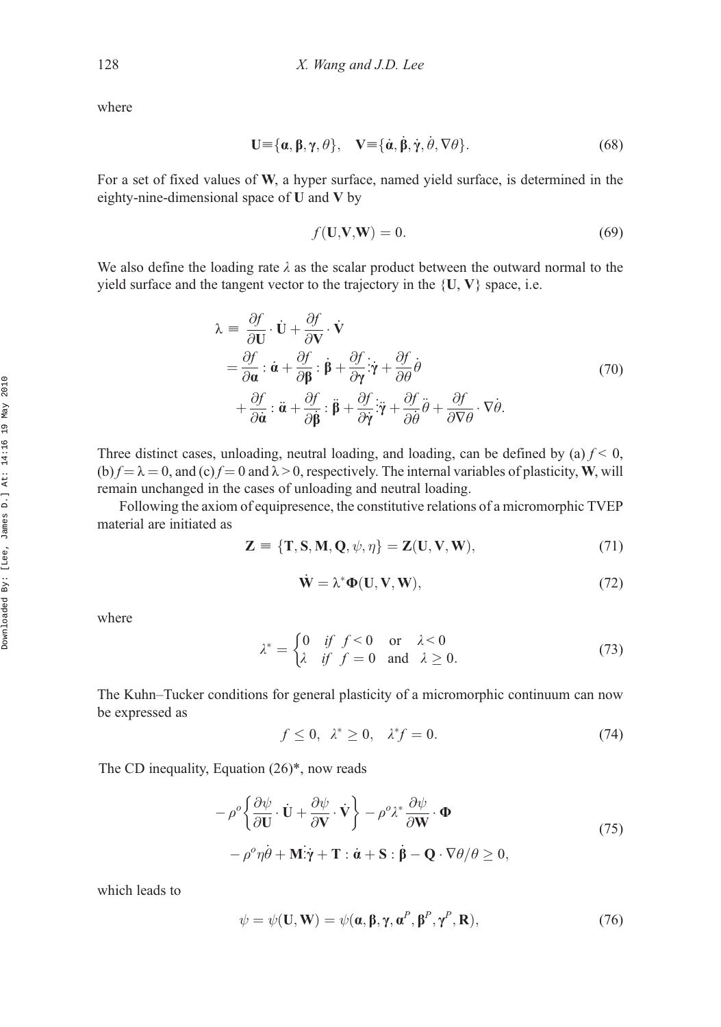where

$$\mathbf{U} \equiv \{\boldsymbol{\alpha}, \boldsymbol{\beta}, \boldsymbol{\gamma}, \theta\}, \quad \mathbf{V} \equiv \{\dot{\boldsymbol{\alpha}}, \dot{\boldsymbol{\beta}}, \dot{\boldsymbol{\gamma}}, \dot{\theta}, \nabla\theta\}. \tag{68}$$

For a set of fixed values of $\mathbf{W}$, a hyper surface, named yield surface, is determined in the eighty-nine-dimensional space of $\mathbf{U}$ and $\mathbf{V}$ by

$$f(\mathbf{U},\mathbf{V},\mathbf{W}) = 0. \tag{69}$$

We also define the loading rate $\lambda$ as the scalar product between the outward normal to the yield surface and the tangent vector to the trajectory in the $\{\mathbf{U}, \mathbf{V}\}$ space, i.e.

$$\begin{aligned}
\lambda \equiv\; & \frac{\partial f}{\partial \mathbf{U}} \cdot \dot{\mathbf{U}} + \frac{\partial f}{\partial \mathbf{V}} \cdot \dot{\mathbf{V}} \\
=\; & \frac{\partial f}{\partial \boldsymbol{\alpha}} : \dot{\boldsymbol{\alpha}} + \frac{\partial f}{\partial \boldsymbol{\beta}} : \dot{\boldsymbol{\beta}} + \frac{\partial f}{\partial \boldsymbol{\gamma}} \vdots \dot{\boldsymbol{\gamma}} + \frac{\partial f}{\partial \theta} \dot{\theta} \\
& + \frac{\partial f}{\partial \dot{\boldsymbol{\alpha}}} : \ddot{\boldsymbol{\alpha}} + \frac{\partial f}{\partial \dot{\boldsymbol{\beta}}} : \ddot{\boldsymbol{\beta}} + \frac{\partial f}{\partial \dot{\boldsymbol{\gamma}}} \vdots \ddot{\boldsymbol{\gamma}} + \frac{\partial f}{\partial \dot{\theta}} \ddot{\theta} + \frac{\partial f}{\partial \nabla\theta} \cdot \nabla\dot{\theta}.
\end{aligned} \tag{70}$$

Three distinct cases, unloading, neutral loading, and loading, can be defined by (a) $f < 0$, (b) $f = \lambda = 0$, and (c) $f = 0$ and $\lambda > 0$, respectively. The internal variables of plasticity, $\mathbf{W}$, will remain unchanged in the cases of unloading and neutral loading.

Following the axiom of equipresence, the constitutive relations of a micromorphic TVEP material are initiated as

$$\mathbf{Z} \equiv \{\mathbf{T}, \mathbf{S}, \mathbf{M}, \mathbf{Q}, \psi, \eta\} = \mathbf{Z}(\mathbf{U}, \mathbf{V}, \mathbf{W}), \tag{71}$$

$$\dot{\mathbf{W}} = \lambda^{*} \boldsymbol{\Phi}(\mathbf{U}, \mathbf{V}, \mathbf{W}), \tag{72}$$

where

$$\lambda^{*} = \begin{cases} 0 & \text{if} \;\; f < 0 \quad \text{or} \quad \lambda < 0 \\ \lambda & \text{if} \;\; f = 0 \quad \text{and} \quad \lambda \geq 0. \end{cases} \tag{73}$$

The Kuhn–Tucker conditions for general plasticity of a micromorphic continuum can now be expressed as

$$f \leq 0, \;\; \lambda^{*} \geq 0, \quad \lambda^{*} f = 0. \tag{74}$$

The CD inequality, Equation (26)*, now reads

$$\begin{aligned}
& -\rho^{o} \left\{ \frac{\partial \psi}{\partial \mathbf{U}} \cdot \dot{\mathbf{U}} + \frac{\partial \psi}{\partial \mathbf{V}} \cdot \dot{\mathbf{V}} \right\} - \rho^{o} \lambda^{*} \frac{\partial \psi}{\partial \mathbf{W}} \cdot \boldsymbol{\Phi} \\
& - \rho^{o} \eta \dot{\theta} + \mathbf{M} \vdots \dot{\boldsymbol{\gamma}} + \mathbf{T} : \dot{\boldsymbol{\alpha}} + \mathbf{S} : \dot{\boldsymbol{\beta}} - \mathbf{Q} \cdot \nabla\theta / \theta \geq 0,
\end{aligned} \tag{75}$$

which leads to

$$\psi = \psi(\mathbf{U}, \mathbf{W}) = \psi(\boldsymbol{\alpha}, \boldsymbol{\beta}, \boldsymbol{\gamma}, \boldsymbol{\alpha}^{P}, \boldsymbol{\beta}^{P}, \boldsymbol{\gamma}^{P}, \mathbf{R}), \tag{76}$$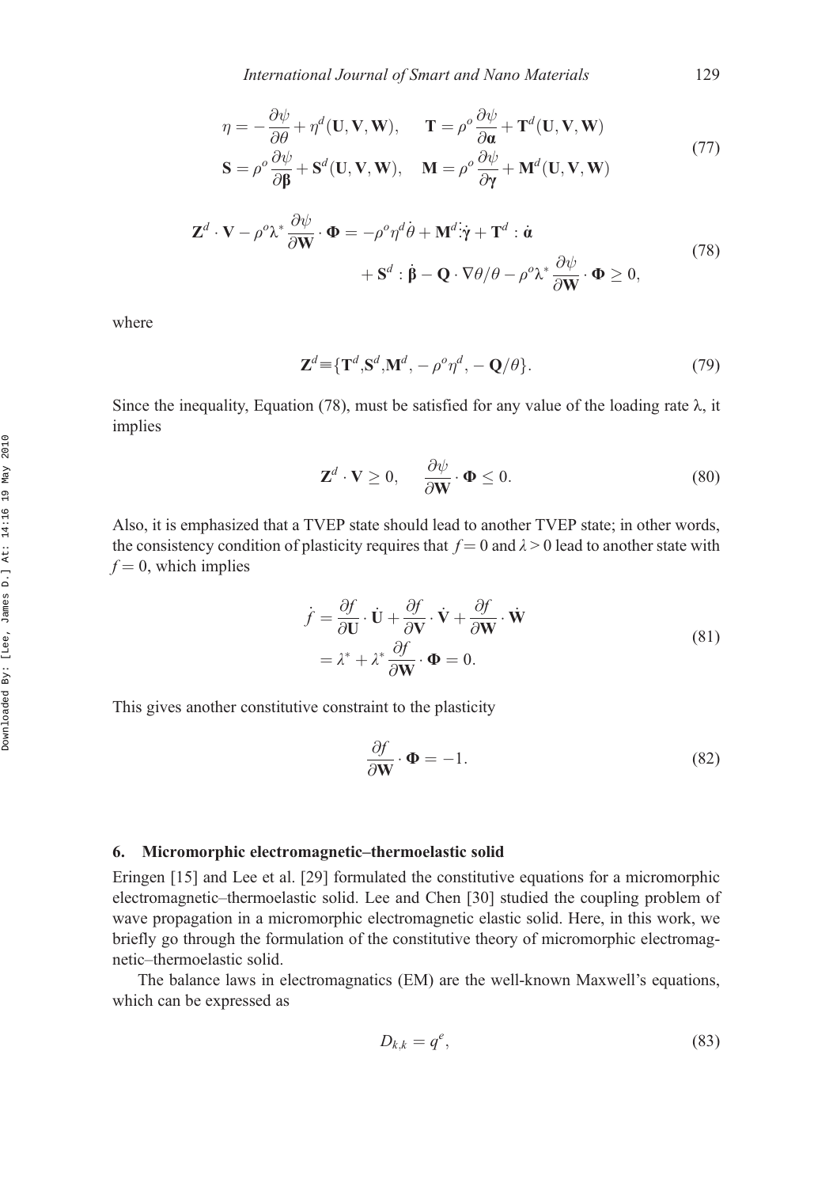$$
\begin{aligned}
\eta &= -\frac{\partial \psi}{\partial \theta} + \eta^d(\mathbf{U}, \mathbf{V}, \mathbf{W}), \qquad \mathbf{T} = \rho^o \frac{\partial \psi}{\partial \boldsymbol{\alpha}} + \mathbf{T}^d(\mathbf{U}, \mathbf{V}, \mathbf{W}) \\
\mathbf{S} &= \rho^o \frac{\partial \psi}{\partial \boldsymbol{\beta}} + \mathbf{S}^d(\mathbf{U}, \mathbf{V}, \mathbf{W}), \quad \mathbf{M} = \rho^o \frac{\partial \psi}{\partial \boldsymbol{\gamma}} + \mathbf{M}^d(\mathbf{U}, \mathbf{V}, \mathbf{W})
\end{aligned}
\tag{77}
$$

$$
\begin{aligned}
\mathbf{Z}^d \cdot \mathbf{V} - \rho^o \lambda^* \frac{\partial \psi}{\partial \mathbf{W}} \cdot \boldsymbol{\Phi} = -\rho^o \eta^d \dot{\theta} + \mathbf{M}^d \,\vdots\, \dot{\boldsymbol{\gamma}} + \mathbf{T}^d : \dot{\boldsymbol{\alpha}} \\
+ \mathbf{S}^d : \dot{\boldsymbol{\beta}} - \mathbf{Q} \cdot \nabla \theta / \theta - \rho^o \lambda^* \frac{\partial \psi}{\partial \mathbf{W}} \cdot \boldsymbol{\Phi} \geq 0,
\end{aligned}
\tag{78}
$$

where

$$
\mathbf{Z}^d \equiv \{\mathbf{T}^d, \mathbf{S}^d, \mathbf{M}^d, -\rho^o \eta^d, -\mathbf{Q}/\theta\}. \tag{79}
$$

Since the inequality, Equation (78), must be satisfied for any value of the loading rate $\lambda$, it implies

$$
\mathbf{Z}^d \cdot \mathbf{V} \geq 0, \qquad \frac{\partial \psi}{\partial \mathbf{W}} \cdot \boldsymbol{\Phi} \leq 0. \tag{80}
$$

Also, it is emphasized that a TVEP state should lead to another TVEP state; in other words, the consistency condition of plasticity requires that $f = 0$ and $\lambda > 0$ lead to another state with $f = 0$, which implies

$$
\begin{aligned}
\dot{f} &= \frac{\partial f}{\partial \mathbf{U}} \cdot \dot{\mathbf{U}} + \frac{\partial f}{\partial \mathbf{V}} \cdot \dot{\mathbf{V}} + \frac{\partial f}{\partial \mathbf{W}} \cdot \dot{\mathbf{W}} \\
&= \lambda^* + \lambda^* \frac{\partial f}{\partial \mathbf{W}} \cdot \boldsymbol{\Phi} = 0.
\end{aligned}
\tag{81}
$$

This gives another constitutive constraint to the plasticity

$$
\frac{\partial f}{\partial \mathbf{W}} \cdot \boldsymbol{\Phi} = -1. \tag{82}
$$

## 6. Micromorphic electromagnetic–thermoelastic solid

Eringen [15] and Lee et al. [29] formulated the constitutive equations for a micromorphic electromagnetic–thermoelastic solid. Lee and Chen [30] studied the coupling problem of wave propagation in a micromorphic electromagnetic elastic solid. Here, in this work, we briefly go through the formulation of the constitutive theory of micromorphic electromagnetic–thermoelastic solid.

The balance laws in electromagnatics (EM) are the well-known Maxwell's equations, which can be expressed as

$$
D_{k,k} = q^e, \tag{83}
$$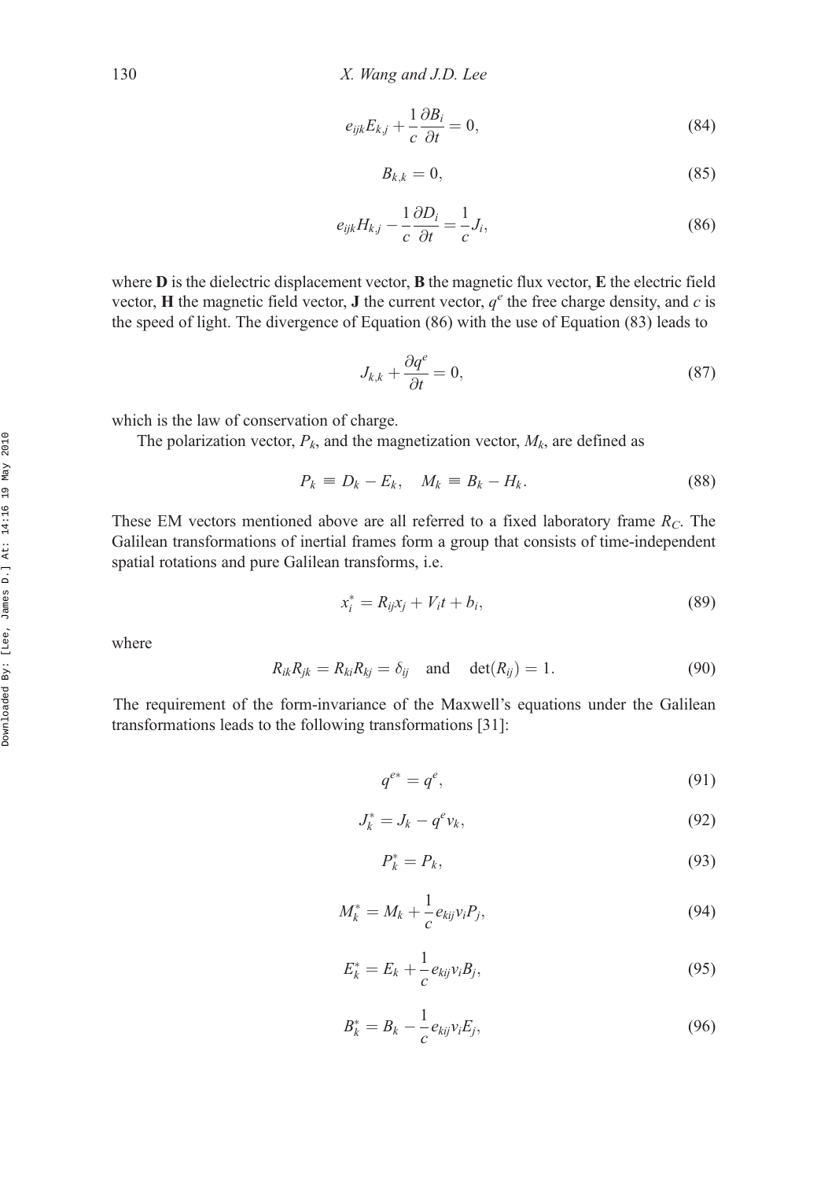$$e_{ijk}E_{k,j} + \frac{1}{c}\frac{\partial B_i}{\partial t} = 0, \tag{84}$$

$$B_{k,k} = 0, \tag{85}$$

$$e_{ijk}H_{k,j} - \frac{1}{c}\frac{\partial D_i}{\partial t} = \frac{1}{c}J_i, \tag{86}$$

where **D** is the dielectric displacement vector, **B** the magnetic flux vector, **E** the electric field vector, **H** the magnetic field vector, **J** the current vector, $q^e$ the free charge density, and $c$ is the speed of light. The divergence of Equation (86) with the use of Equation (83) leads to

$$J_{k,k} + \frac{\partial q^e}{\partial t} = 0, \tag{87}$$

which is the law of conservation of charge.

The polarization vector, $P_k$, and the magnetization vector, $M_k$, are defined as

$$P_k \equiv D_k - E_k, \quad M_k \equiv B_k - H_k. \tag{88}$$

These EM vectors mentioned above are all referred to a fixed laboratory frame $R_C$. The Galilean transformations of inertial frames form a group that consists of time-independent spatial rotations and pure Galilean transforms, i.e.

$$x_i^* = R_{ij}x_j + V_i t + b_i, \tag{89}$$

where

$$R_{ik}R_{jk} = R_{ki}R_{kj} = \delta_{ij} \quad \text{and} \quad \det(R_{ij}) = 1. \tag{90}$$

The requirement of the form-invariance of the Maxwell's equations under the Galilean transformations leads to the following transformations [31]:

$$q^{e*} = q^e, \tag{91}$$

$$J_k^* = J_k - q^e v_k, \tag{92}$$

$$P_k^* = P_k, \tag{93}$$

$$M_k^* = M_k + \frac{1}{c}e_{kij}v_i P_j, \tag{94}$$

$$E_k^* = E_k + \frac{1}{c}e_{kij}v_i B_j, \tag{95}$$

$$B_k^* = B_k - \frac{1}{c}e_{kij}v_i E_j, \tag{96}$$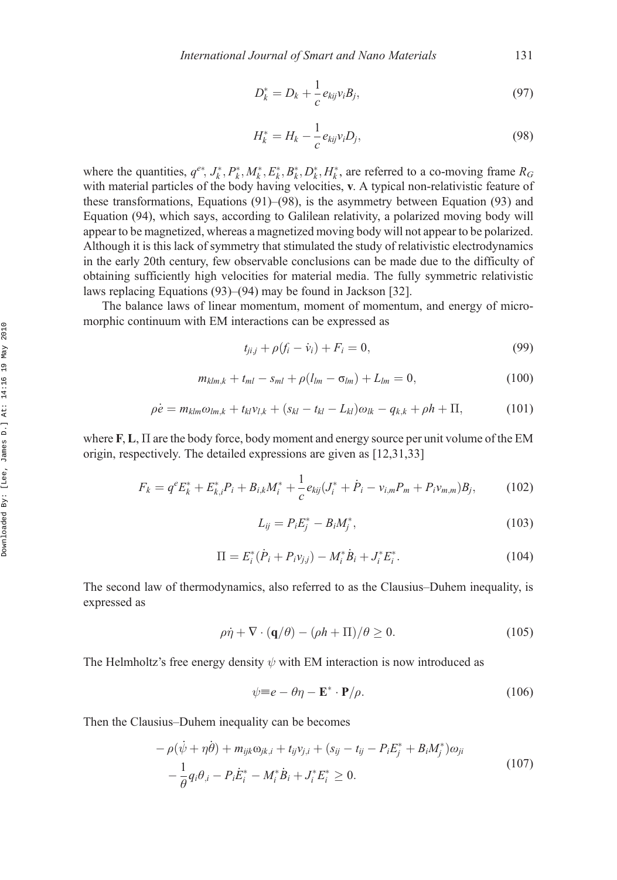$$D_k^* = D_k + \frac{1}{c} e_{kij} v_i B_j, \tag{97}$$

$$H_k^* = H_k - \frac{1}{c} e_{kij} v_i D_j, \tag{98}$$

where the quantities, $q^{e*}, J_k^*, P_k^*, M_k^*, E_k^*, B_k^*, D_k^*, H_k^*$, are referred to a co-moving frame $R_G$ with material particles of the body having velocities, **v**. A typical non-relativistic feature of these transformations, Equations (91)–(98), is the asymmetry between Equation (93) and Equation (94), which says, according to Galilean relativity, a polarized moving body will appear to be magnetized, whereas a magnetized moving body will not appear to be polarized. Although it is this lack of symmetry that stimulated the study of relativistic electrodynamics in the early 20th century, few observable conclusions can be made due to the difficulty of obtaining sufficiently high velocities for material media. The fully symmetric relativistic laws replacing Equations (93)–(94) may be found in Jackson [32].

The balance laws of linear momentum, moment of momentum, and energy of micromorphic continuum with EM interactions can be expressed as

$$t_{ji,j} + \rho(f_i - \dot{v}_i) + F_i = 0, \tag{99}$$

$$m_{klm,k} + t_{ml} - s_{ml} + \rho(l_{lm} - \sigma_{lm}) + L_{lm} = 0, \tag{100}$$

$$\rho \dot{e} = m_{klm}\omega_{lm,k} + t_{kl} v_{l,k} + (s_{kl} - t_{kl} - L_{kl})\omega_{lk} - q_{k,k} + \rho h + \Pi, \tag{101}$$

where **F**, **L**, $\Pi$ are the body force, body moment and energy source per unit volume of the EM origin, respectively. The detailed expressions are given as [12,31,33]

$$F_k = q^e E_k^* + E_{k,i}^* P_i + B_{i,k} M_i^* + \frac{1}{c} e_{kij}(J_i^* + \dot{P}_i - v_{i,m} P_m + P_i v_{m,m}) B_j, \tag{102}$$

$$L_{ij} = P_i E_j^* - B_i M_j^*, \tag{103}$$

$$\Pi = E_i^*(\dot{P}_i + P_i v_{j,j}) - M_i^* \dot{B}_i + J_i^* E_i^*. \tag{104}$$

The second law of thermodynamics, also referred to as the Clausius–Duhem inequality, is expressed as

$$\rho \dot{\eta} + \nabla \cdot (\mathbf{q}/\theta) - (\rho h + \Pi)/\theta \geq 0. \tag{105}$$

The Helmholtz's free energy density $\psi$ with EM interaction is now introduced as

$$\psi \equiv e - \theta \eta - \mathbf{E}^* \cdot \mathbf{P}/\rho. \tag{106}$$

Then the Clausius–Duhem inequality can be becomes

$$\begin{aligned} &-\rho(\dot{\psi} + \eta \dot{\theta}) + m_{ijk}\omega_{jk,i} + t_{ij} v_{j,i} + (s_{ij} - t_{ij} - P_i E_j^* + B_i M_j^*)\omega_{ji} \\ &- \frac{1}{\theta} q_i \theta_{,i} - P_i \dot{E}_i^* - M_i^* \dot{B}_i + J_i^* E_i^* \geq 0. \end{aligned} \tag{107}$$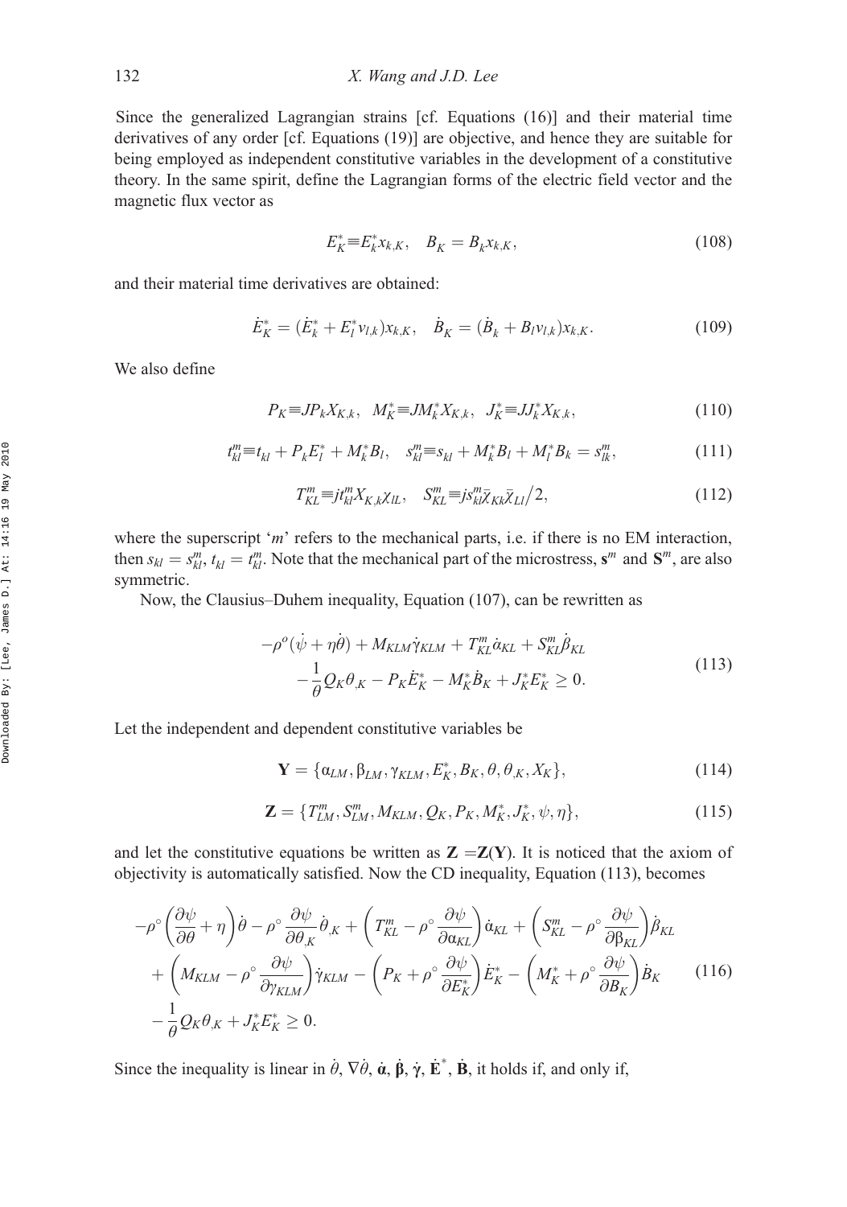Since the generalized Lagrangian strains [cf. Equations (16)] and their material time derivatives of any order [cf. Equations (19)] are objective, and hence they are suitable for being employed as independent constitutive variables in the development of a constitutive theory. In the same spirit, define the Lagrangian forms of the electric field vector and the magnetic flux vector as

$$E_K^* \equiv E_k^* x_{k,K}, \quad B_K = B_k x_{k,K}, \tag{108}$$

and their material time derivatives are obtained:

$$\dot{E}_K^* = (\dot{E}_k^* + E_l^* v_{l,k}) x_{k,K}, \quad \dot{B}_K = (\dot{B}_k + B_l v_{l,k}) x_{k,K}. \tag{109}$$

We also define

$$P_K \equiv J P_k X_{K,k}, \quad M_K^* \equiv J M_k^* X_{K,k}, \quad J_K^* \equiv J J_k^* X_{K,k}, \tag{110}$$

$$t_{kl}^m \equiv t_{kl} + P_k E_l^* + M_k^* B_l, \quad s_{kl}^m \equiv s_{kl} + M_k^* B_l + M_l^* B_k = s_{lk}^m, \tag{111}$$

$$T_{KL}^m \equiv j t_{kl}^m X_{K,k} \chi_{lL}, \quad S_{KL}^m \equiv j s_{kl}^m \bar{\chi}_{Kk} \bar{\chi}_{Ll} / 2, \tag{112}$$

where the superscript '$m$' refers to the mechanical parts, i.e. if there is no EM interaction, then $s_{kl} = s_{kl}^m$, $t_{kl} = t_{kl}^m$. Note that the mechanical part of the microstress, $\mathbf{s}^m$ and $\mathbf{S}^m$, are also symmetric.

Now, the Clausius–Duhem inequality, Equation (107), can be rewritten as

$$\begin{aligned} -\rho^o(\dot{\psi} + \eta\dot{\theta}) + M_{KLM}\dot{\gamma}_{KLM} + T_{KL}^m \dot{\alpha}_{KL} + S_{KL}^m \dot{\beta}_{KL} \\ - \frac{1}{\theta} Q_K \theta_{,K} - P_K \dot{E}_K^* - M_K^* \dot{B}_K + J_K^* E_K^* \geq 0. \end{aligned} \tag{113}$$

Let the independent and dependent constitutive variables be

$$\mathbf{Y} = \{\alpha_{LM}, \beta_{LM}, \gamma_{KLM}, E_K^*, B_K, \theta, \theta_{,K}, X_K\}, \tag{114}$$

$$\mathbf{Z} = \{T_{LM}^m, S_{LM}^m, M_{KLM}, Q_K, P_K, M_K^*, J_K^*, \psi, \eta\}, \tag{115}$$

and let the constitutive equations be written as $\mathbf{Z} = \mathbf{Z}(\mathbf{Y})$. It is noticed that the axiom of objectivity is automatically satisfied. Now the CD inequality, Equation (113), becomes

$$\begin{aligned} &-\rho^\circ\left(\frac{\partial\psi}{\partial\theta} + \eta\right)\dot{\theta} - \rho^\circ \frac{\partial\psi}{\partial\theta_{,K}}\dot{\theta}_{,K} + \left(T_{KL}^m - \rho^\circ\frac{\partial\psi}{\partial\alpha_{KL}}\right)\dot{\alpha}_{KL} + \left(S_{KL}^m - \rho^\circ\frac{\partial\psi}{\partial\beta_{KL}}\right)\dot{\beta}_{KL} \\ &+ \left(M_{KLM} - \rho^\circ\frac{\partial\psi}{\partial\gamma_{KLM}}\right)\dot{\gamma}_{KLM} - \left(P_K + \rho^\circ\frac{\partial\psi}{\partial E_K^*}\right)\dot{E}_K^* - \left(M_K^* + \rho^\circ\frac{\partial\psi}{\partial B_K}\right)\dot{B}_K \\ &- \frac{1}{\theta}Q_K\theta_{,K} + J_K^* E_K^* \geq 0. \end{aligned} \tag{116}$$

Since the inequality is linear in $\dot{\theta}$, $\nabla\dot{\theta}$, $\dot{\boldsymbol{\alpha}}$, $\dot{\boldsymbol{\beta}}$, $\dot{\boldsymbol{\gamma}}$, $\dot{\mathbf{E}}^*$, $\dot{\mathbf{B}}$, it holds if, and only if,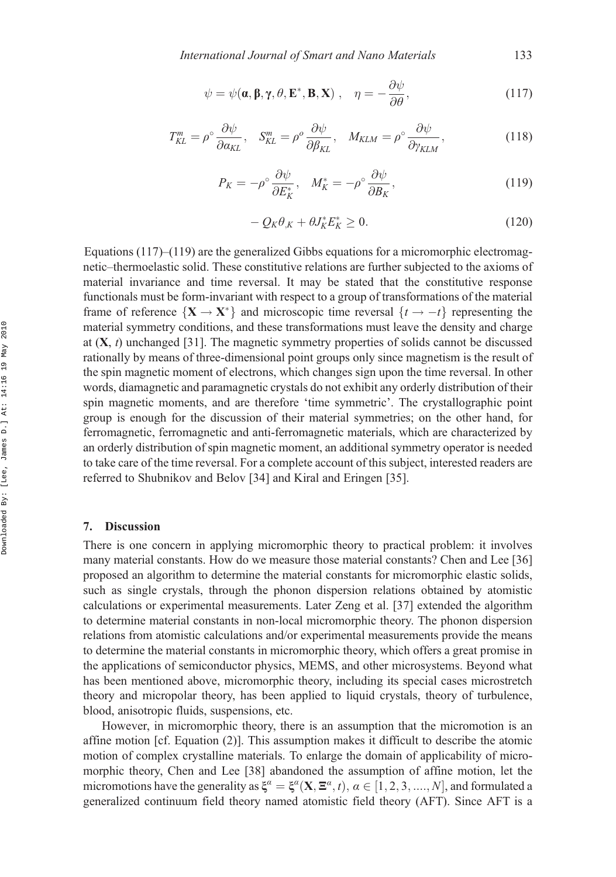$$\psi = \psi(\boldsymbol{\alpha}, \boldsymbol{\beta}, \boldsymbol{\gamma}, \theta, \mathbf{E}^*, \mathbf{B}, \mathbf{X}) , \quad \eta = -\frac{\partial \psi}{\partial \theta}, \tag{117}$$

$$T^m_{KL} = \rho^\circ \frac{\partial \psi}{\partial \alpha_{KL}}, \quad S^m_{KL} = \rho^o \frac{\partial \psi}{\partial \beta_{KL}}, \quad M_{KLM} = \rho^\circ \frac{\partial \psi}{\partial \gamma_{KLM}}, \tag{118}$$

$$P_K = -\rho^\circ \frac{\partial \psi}{\partial E^*_K}, \quad M^*_K = -\rho^\circ \frac{\partial \psi}{\partial B_K}, \tag{119}$$

$$- Q_K \theta_{,K} + \theta J^*_K E^*_K \geq 0. \tag{120}$$

Equations (117)–(119) are the generalized Gibbs equations for a micromorphic electromagnetic–thermoelastic solid. These constitutive relations are further subjected to the axioms of material invariance and time reversal. It may be stated that the constitutive response functionals must be form-invariant with respect to a group of transformations of the material frame of reference $\{\mathbf{X} \to \mathbf{X}^*\}$ and microscopic time reversal $\{t \to -t\}$ representing the material symmetry conditions, and these transformations must leave the density and charge at ($\mathbf{X}$, $t$) unchanged [31]. The magnetic symmetry properties of solids cannot be discussed rationally by means of three-dimensional point groups only since magnetism is the result of the spin magnetic moment of electrons, which changes sign upon the time reversal. In other words, diamagnetic and paramagnetic crystals do not exhibit any orderly distribution of their spin magnetic moments, and are therefore 'time symmetric'. The crystallographic point group is enough for the discussion of their material symmetries; on the other hand, for ferromagnetic, ferromagnetic and anti-ferromagnetic materials, which are characterized by an orderly distribution of spin magnetic moment, an additional symmetry operator is needed to take care of the time reversal. For a complete account of this subject, interested readers are referred to Shubnikov and Belov [34] and Kiral and Eringen [35].

## 7. Discussion

There is one concern in applying micromorphic theory to practical problem: it involves many material constants. How do we measure those material constants? Chen and Lee [36] proposed an algorithm to determine the material constants for micromorphic elastic solids, such as single crystals, through the phonon dispersion relations obtained by atomistic calculations or experimental measurements. Later Zeng et al. [37] extended the algorithm to determine material constants in non-local micromorphic theory. The phonon dispersion relations from atomistic calculations and/or experimental measurements provide the means to determine the material constants in micromorphic theory, which offers a great promise in the applications of semiconductor physics, MEMS, and other microsystems. Beyond what has been mentioned above, micromorphic theory, including its special cases microstretch theory and micropolar theory, has been applied to liquid crystals, theory of turbulence, blood, anisotropic fluids, suspensions, etc.

However, in micromorphic theory, there is an assumption that the micromotion is an affine motion [cf. Equation (2)]. This assumption makes it difficult to describe the atomic motion of complex crystalline materials. To enlarge the domain of applicability of micromorphic theory, Chen and Lee [38] abandoned the assumption of affine motion, let the micromotions have the generality as $\boldsymbol{\xi}^\alpha = \boldsymbol{\xi}^\alpha(\mathbf{X}, \boldsymbol{\Xi}^\alpha, t)$, $\alpha \in [1, 2, 3, ...., N]$, and formulated a generalized continuum field theory named atomistic field theory (AFT). Since AFT is a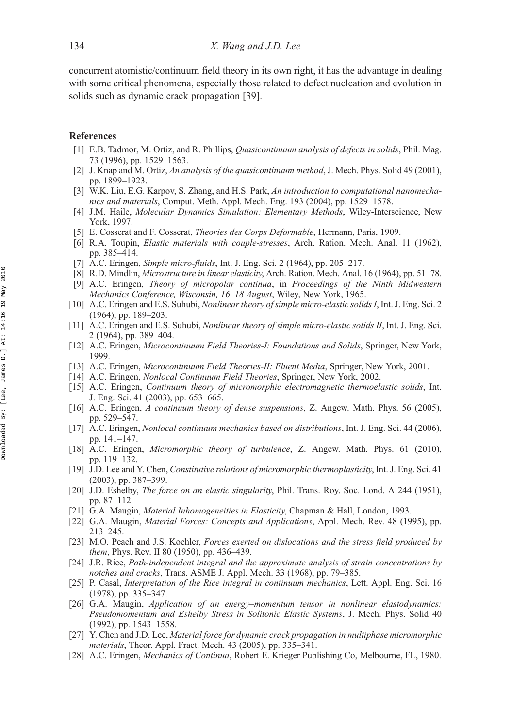concurrent atomistic/continuum field theory in its own right, it has the advantage in dealing with some critical phenomena, especially those related to defect nucleation and evolution in solids such as dynamic crack propagation [39].

## References

[1] E.B. Tadmor, M. Ortiz, and R. Phillips, *Quasicontinuum analysis of defects in solids*, Phil. Mag. 73 (1996), pp. 1529–1563.

[2] J. Knap and M. Ortiz, *An analysis of the quasicontinuum method*, J. Mech. Phys. Solid 49 (2001), pp. 1899–1923.

[3] W.K. Liu, E.G. Karpov, S. Zhang, and H.S. Park, *An introduction to computational nanomechanics and materials*, Comput. Meth. Appl. Mech. Eng. 193 (2004), pp. 1529–1578.

[4] J.M. Haile, *Molecular Dynamics Simulation: Elementary Methods*, Wiley-Interscience, New York, 1997.

[5] E. Cosserat and F. Cosserat, *Theories des Corps Deformable*, Hermann, Paris, 1909.

[6] R.A. Toupin, *Elastic materials with couple-stresses*, Arch. Ration. Mech. Anal. 11 (1962), pp. 385–414.

[7] A.C. Eringen, *Simple micro-fluids*, Int. J. Eng. Sci. 2 (1964), pp. 205–217.

[8] R.D. Mindlin, *Microstructure in linear elasticity*, Arch. Ration. Mech. Anal. 16 (1964), pp. 51–78.

[9] A.C. Eringen, *Theory of micropolar continua*, in *Proceedings of the Ninth Midwestern Mechanics Conference, Wisconsin, 16–18 August*, Wiley, New York, 1965.

[10] A.C. Eringen and E.S. Suhubi, *Nonlinear theory of simple micro-elastic solids I*, Int. J. Eng. Sci. 2 (1964), pp. 189–203.

[11] A.C. Eringen and E.S. Suhubi, *Nonlinear theory of simple micro-elastic solids II*, Int. J. Eng. Sci. 2 (1964), pp. 389–404.

[12] A.C. Eringen, *Microcontinuum Field Theories-I: Foundations and Solids*, Springer, New York, 1999.

[13] A.C. Eringen, *Microcontinuum Field Theories-II: Fluent Media*, Springer, New York, 2001.

[14] A.C. Eringen, *Nonlocal Continuum Field Theories*, Springer, New York, 2002.

[15] A.C. Eringen, *Continuum theory of micromorphic electromagnetic thermoelastic solids*, Int. J. Eng. Sci. 41 (2003), pp. 653–665.

[16] A.C. Eringen, *A continuum theory of dense suspensions*, Z. Angew. Math. Phys. 56 (2005), pp. 529–547.

[17] A.C. Eringen, *Nonlocal continuum mechanics based on distributions*, Int. J. Eng. Sci. 44 (2006), pp. 141–147.

[18] A.C. Eringen, *Micromorphic theory of turbulence*, Z. Angew. Math. Phys. 61 (2010), pp. 119–132.

[19] J.D. Lee and Y. Chen, *Constitutive relations of micromorphic thermoplasticity*, Int. J. Eng. Sci. 41 (2003), pp. 387–399.

[20] J.D. Eshelby, *The force on an elastic singularity*, Phil. Trans. Roy. Soc. Lond. A 244 (1951), pp. 87–112.

[21] G.A. Maugin, *Material Inhomogeneities in Elasticity*, Chapman & Hall, London, 1993.

[22] G.A. Maugin, *Material Forces: Concepts and Applications*, Appl. Mech. Rev. 48 (1995), pp. 213–245.

[23] M.O. Peach and J.S. Koehler, *Forces exerted on dislocations and the stress field produced by them*, Phys. Rev. II 80 (1950), pp. 436–439.

[24] J.R. Rice, *Path-independent integral and the approximate analysis of strain concentrations by notches and cracks*, Trans. ASME J. Appl. Mech. 33 (1968), pp. 79–385.

[25] P. Casal, *Interpretation of the Rice integral in continuum mechanics*, Lett. Appl. Eng. Sci. 16 (1978), pp. 335–347.

[26] G.A. Maugin, *Application of an energy–momentum tensor in nonlinear elastodynamics: Pseudomomentum and Eshelby Stress in Solitonic Elastic Systems*, J. Mech. Phys. Solid 40 (1992), pp. 1543–1558.

[27] Y. Chen and J.D. Lee, *Material force for dynamic crack propagation in multiphase micromorphic materials*, Theor. Appl. Fract. Mech. 43 (2005), pp. 335–341.

[28] A.C. Eringen, *Mechanics of Continua*, Robert E. Krieger Publishing Co, Melbourne, FL, 1980.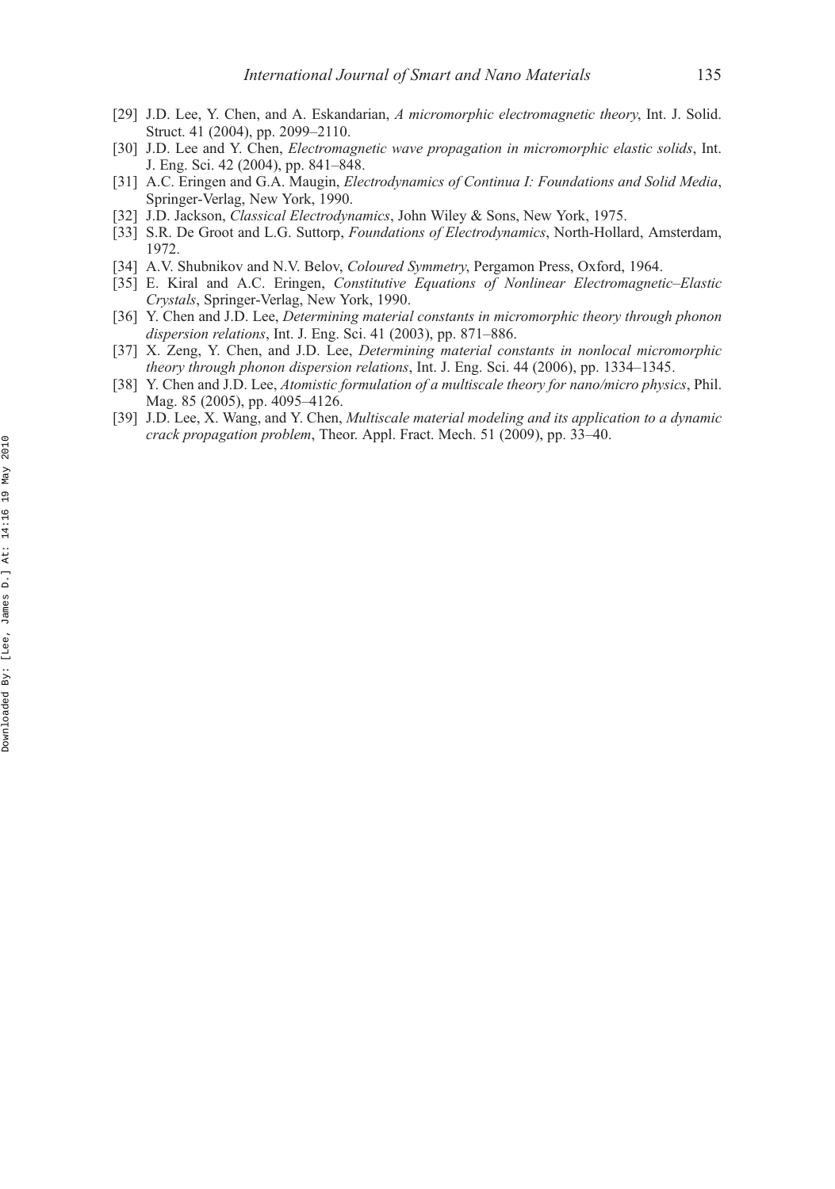[29] J.D. Lee, Y. Chen, and A. Eskandarian, *A micromorphic electromagnetic theory*, Int. J. Solid. Struct. 41 (2004), pp. 2099–2110.

[30] J.D. Lee and Y. Chen, *Electromagnetic wave propagation in micromorphic elastic solids*, Int. J. Eng. Sci. 42 (2004), pp. 841–848.

[31] A.C. Eringen and G.A. Maugin, *Electrodynamics of Continua I: Foundations and Solid Media*, Springer-Verlag, New York, 1990.

[32] J.D. Jackson, *Classical Electrodynamics*, John Wiley & Sons, New York, 1975.

[33] S.R. De Groot and L.G. Suttorp, *Foundations of Electrodynamics*, North-Hollard, Amsterdam, 1972.

[34] A.V. Shubnikov and N.V. Belov, *Coloured Symmetry*, Pergamon Press, Oxford, 1964.

[35] E. Kiral and A.C. Eringen, *Constitutive Equations of Nonlinear Electromagnetic–Elastic Crystals*, Springer-Verlag, New York, 1990.

[36] Y. Chen and J.D. Lee, *Determining material constants in micromorphic theory through phonon dispersion relations*, Int. J. Eng. Sci. 41 (2003), pp. 871–886.

[37] X. Zeng, Y. Chen, and J.D. Lee, *Determining material constants in nonlocal micromorphic theory through phonon dispersion relations*, Int. J. Eng. Sci. 44 (2006), pp. 1334–1345.

[38] Y. Chen and J.D. Lee, *Atomistic formulation of a multiscale theory for nano/micro physics*, Phil. Mag. 85 (2005), pp. 4095–4126.

[39] J.D. Lee, X. Wang, and Y. Chen, *Multiscale material modeling and its application to a dynamic crack propagation problem*, Theor. Appl. Fract. Mech. 51 (2009), pp. 33–40.